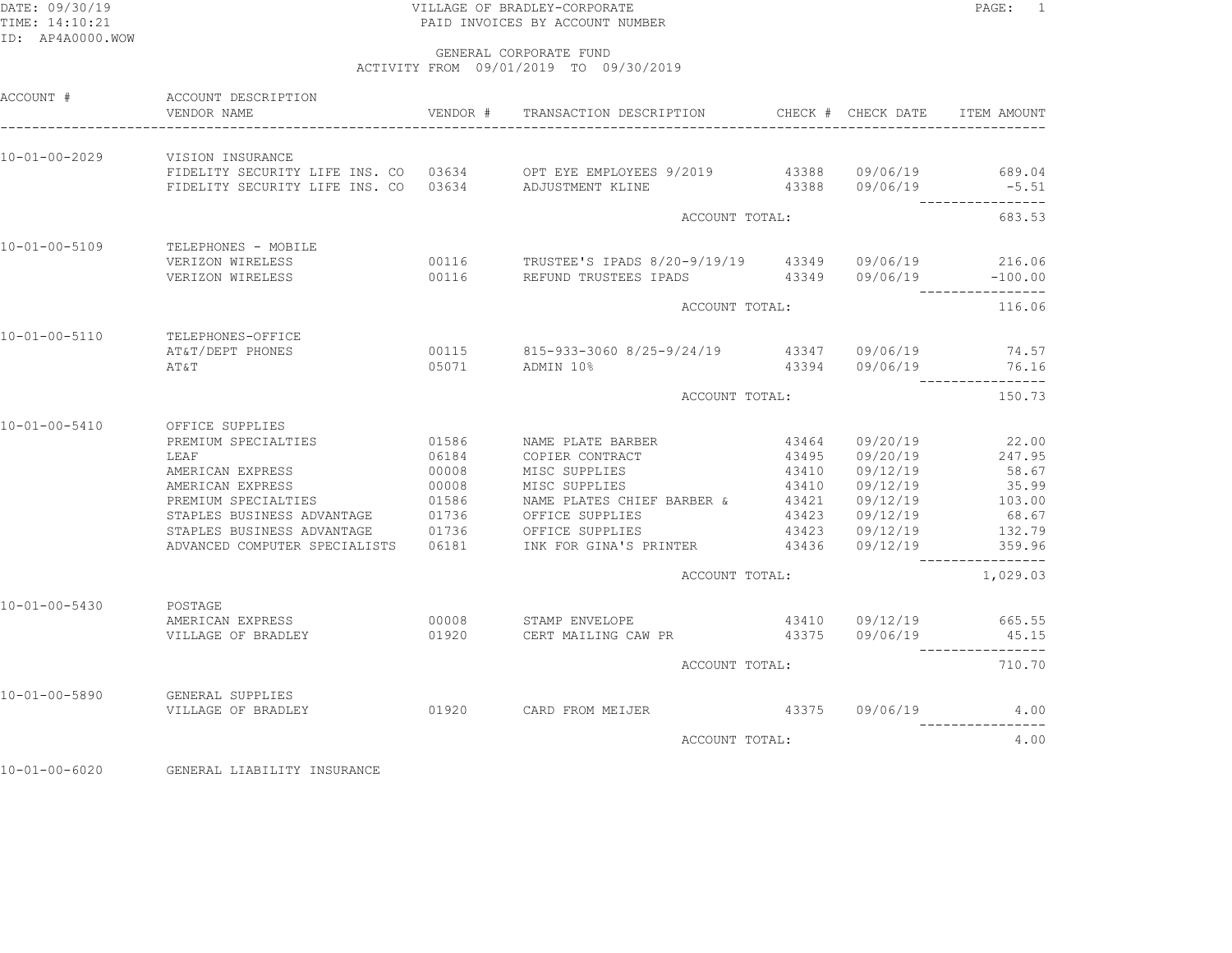VILLAGE OF BRADLEY-CORPORATE
PAID INVOICES BY ACCOUNT NUMBER

DATE: 09/30/19
TIME: 14:10:21
ID: AP4A0000.WOW

GENERAL CORPORATE FUND
ACTIVITY FROM 09/01/2019 TO 09/30/2019

| ACCOUNT # | ACCOUNT DESCRIPTION / VENDOR NAME | VENDOR # | TRANSACTION DESCRIPTION | CHECK # | CHECK DATE | ITEM AMOUNT |
|---|---|---|---|---|---|---|
| 10-01-00-2029 | VISION INSURANCE | | | | | |
| | FIDELITY SECURITY LIFE INS. CO | 03634 | OPT EYE EMPLOYEES 9/2019 | 43388 | 09/06/19 | 689.04 |
| | FIDELITY SECURITY LIFE INS. CO | 03634 | ADJUSTMENT KLINE | 43388 | 09/06/19 | -5.51 |
| | | | ACCOUNT TOTAL: | | | 683.53 |
| 10-01-00-5109 | TELEPHONES - MOBILE | | | | | |
| | VERIZON WIRELESS | 00116 | TRUSTEE'S IPADS 8/20-9/19/19 | 43349 | 09/06/19 | 216.06 |
| | VERIZON WIRELESS | 00116 | REFUND TRUSTEES IPADS | 43349 | 09/06/19 | -100.00 |
| | | | ACCOUNT TOTAL: | | | 116.06 |
| 10-01-00-5110 | TELEPHONES-OFFICE | | | | | |
| | AT&T/DEPT PHONES | 00115 | 815-933-3060 8/25-9/24/19 | 43347 | 09/06/19 | 74.57 |
| | AT&T | 05071 | ADMIN 10% | 43394 | 09/06/19 | 76.16 |
| | | | ACCOUNT TOTAL: | | | 150.73 |
| 10-01-00-5410 | OFFICE SUPPLIES | | | | | |
| | PREMIUM SPECIALTIES | 01586 | NAME PLATE BARBER | 43464 | 09/20/19 | 22.00 |
| | LEAF | 06184 | COPIER CONTRACT | 43495 | 09/20/19 | 247.95 |
| | AMERICAN EXPRESS | 00008 | MISC SUPPLIES | 43410 | 09/12/19 | 58.67 |
| | AMERICAN EXPRESS | 00008 | MISC SUPPLIES | 43410 | 09/12/19 | 35.99 |
| | PREMIUM SPECIALTIES | 01586 | NAME PLATES CHIEF BARBER & | 43421 | 09/12/19 | 103.00 |
| | STAPLES BUSINESS ADVANTAGE | 01736 | OFFICE SUPPLIES | 43423 | 09/12/19 | 68.67 |
| | STAPLES BUSINESS ADVANTAGE | 01736 | OFFICE SUPPLIES | 43423 | 09/12/19 | 132.79 |
| | ADVANCED COMPUTER SPECIALISTS | 06181 | INK FOR GINA'S PRINTER | 43436 | 09/12/19 | 359.96 |
| | | | ACCOUNT TOTAL: | | | 1,029.03 |
| 10-01-00-5430 | POSTAGE | | | | | |
| | AMERICAN EXPRESS | 00008 | STAMP ENVELOPE | 43410 | 09/12/19 | 665.55 |
| | VILLAGE OF BRADLEY | 01920 | CERT MAILING CAW PR | 43375 | 09/06/19 | 45.15 |
| | | | ACCOUNT TOTAL: | | | 710.70 |
| 10-01-00-5890 | GENERAL SUPPLIES | | | | | |
| | VILLAGE OF BRADLEY | 01920 | CARD FROM MEIJER | 43375 | 09/06/19 | 4.00 |
| | | | ACCOUNT TOTAL: | | | 4.00 |
| 10-01-00-6020 | GENERAL LIABILITY INSURANCE | | | | | |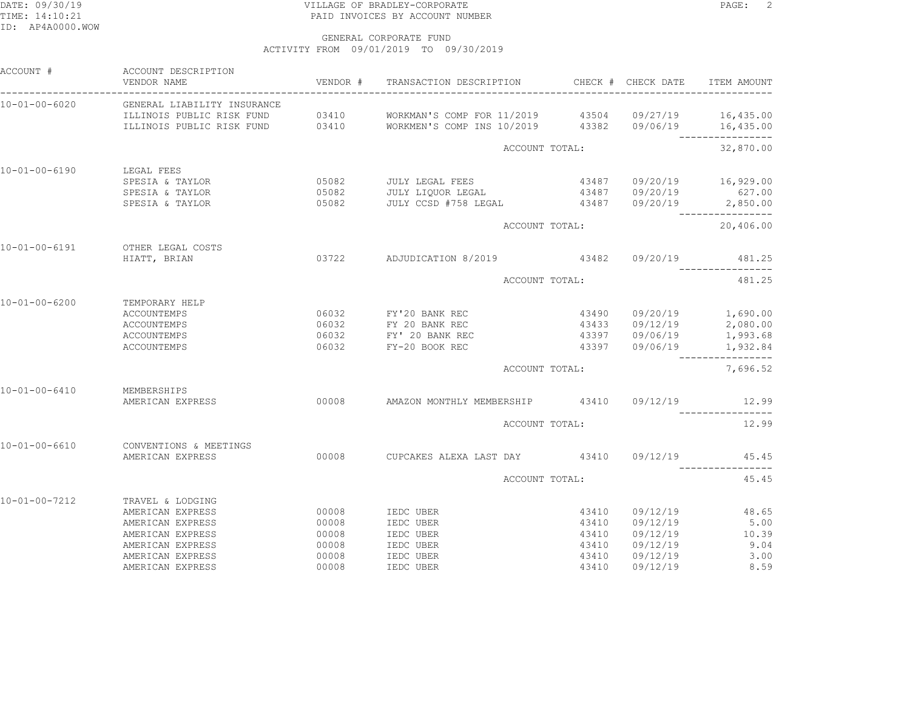VILLAGE OF BRADLEY-CORPORATE
PAID INVOICES BY ACCOUNT NUMBER

GENERAL CORPORATE FUND
ACTIVITY FROM 09/01/2019 TO 09/30/2019

DATE: 09/30/19
TIME: 14:10:21
ID: AP4A0000.WOW

| ACCOUNT # | ACCOUNT DESCRIPTION / VENDOR NAME | VENDOR # | TRANSACTION DESCRIPTION | CHECK # | CHECK DATE | ITEM AMOUNT |
|---|---|---|---|---|---|---|
| 10-01-00-6020 | GENERAL LIABILITY INSURANCE | | | | | |
| | ILLINOIS PUBLIC RISK FUND | 03410 | WORKMAN'S COMP FOR 11/2019 | 43504 | 09/27/19 | 16,435.00 |
| | ILLINOIS PUBLIC RISK FUND | 03410 | WORKMEN'S COMP INS 10/2019 | 43382 | 09/06/19 | 16,435.00 |
| | | | ACCOUNT TOTAL: | | | 32,870.00 |
| 10-01-00-6190 | LEGAL FEES | | | | | |
| | SPESIA & TAYLOR | 05082 | JULY LEGAL FEES | 43487 | 09/20/19 | 16,929.00 |
| | SPESIA & TAYLOR | 05082 | JULY LIQUOR LEGAL | 43487 | 09/20/19 | 627.00 |
| | SPESIA & TAYLOR | 05082 | JULY CCSD #758 LEGAL | 43487 | 09/20/19 | 2,850.00 |
| | | | ACCOUNT TOTAL: | | | 20,406.00 |
| 10-01-00-6191 | OTHER LEGAL COSTS | | | | | |
| | HIATT, BRIAN | 03722 | ADJUDICATION 8/2019 | 43482 | 09/20/19 | 481.25 |
| | | | ACCOUNT TOTAL: | | | 481.25 |
| 10-01-00-6200 | TEMPORARY HELP | | | | | |
| | ACCOUNTEMPS | 06032 | FY'20 BANK REC | 43490 | 09/20/19 | 1,690.00 |
| | ACCOUNTEMPS | 06032 | FY 20 BANK REC | 43433 | 09/12/19 | 2,080.00 |
| | ACCOUNTEMPS | 06032 | FY' 20 BANK REC | 43397 | 09/06/19 | 1,993.68 |
| | ACCOUNTEMPS | 06032 | FY-20 BOOK REC | 43397 | 09/06/19 | 1,932.84 |
| | | | ACCOUNT TOTAL: | | | 7,696.52 |
| 10-01-00-6410 | MEMBERSHIPS | | | | | |
| | AMERICAN EXPRESS | 00008 | AMAZON MONTHLY MEMBERSHIP | 43410 | 09/12/19 | 12.99 |
| | | | ACCOUNT TOTAL: | | | 12.99 |
| 10-01-00-6610 | CONVENTIONS & MEETINGS | | | | | |
| | AMERICAN EXPRESS | 00008 | CUPCAKES ALEXA LAST DAY | 43410 | 09/12/19 | 45.45 |
| | | | ACCOUNT TOTAL: | | | 45.45 |
| 10-01-00-7212 | TRAVEL & LODGING | | | | | |
| | AMERICAN EXPRESS | 00008 | IEDC UBER | 43410 | 09/12/19 | 48.65 |
| | AMERICAN EXPRESS | 00008 | IEDC UBER | 43410 | 09/12/19 | 5.00 |
| | AMERICAN EXPRESS | 00008 | IEDC UBER | 43410 | 09/12/19 | 10.39 |
| | AMERICAN EXPRESS | 00008 | IEDC UBER | 43410 | 09/12/19 | 9.04 |
| | AMERICAN EXPRESS | 00008 | IEDC UBER | 43410 | 09/12/19 | 3.00 |
| | AMERICAN EXPRESS | 00008 | IEDC UBER | 43410 | 09/12/19 | 8.59 |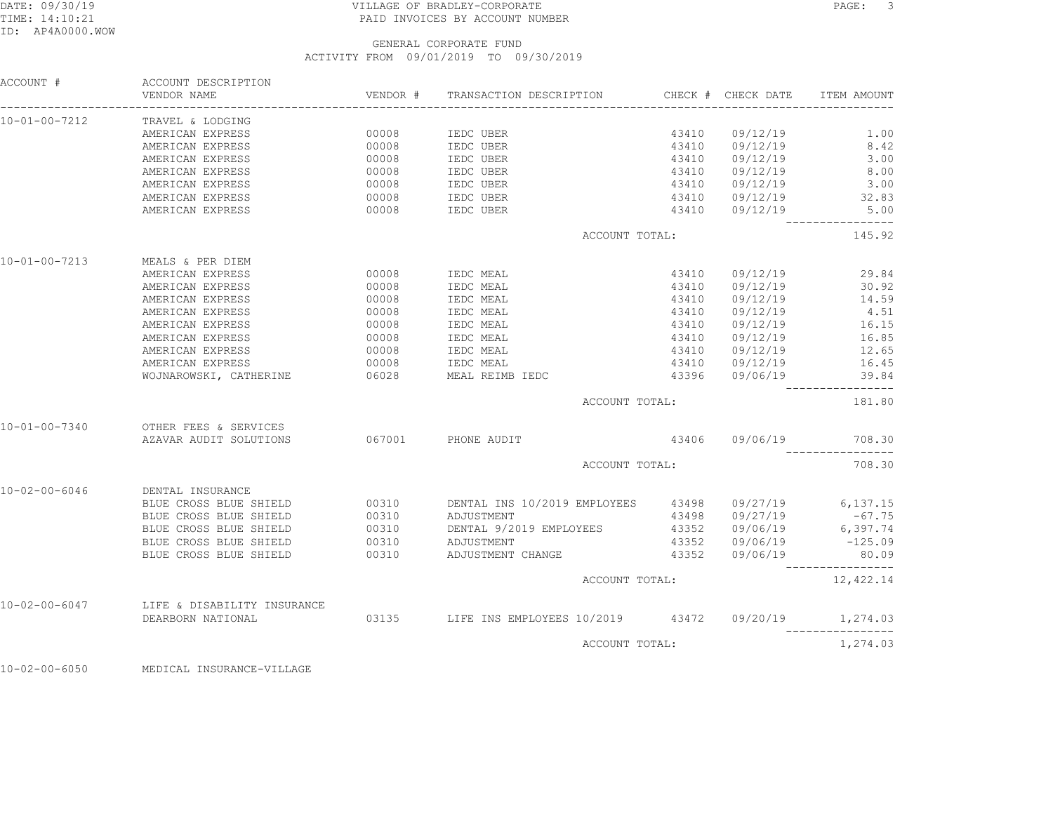VILLAGE OF BRADLEY-CORPORATE
PAID INVOICES BY ACCOUNT NUMBER

GENERAL CORPORATE FUND
ACTIVITY FROM 09/01/2019 TO 09/30/2019

| ACCOUNT # | ACCOUNT DESCRIPTION / VENDOR NAME | VENDOR # | TRANSACTION DESCRIPTION | CHECK # | CHECK DATE | ITEM AMOUNT |
|---|---|---|---|---|---|---|
| 10-01-00-7212 | TRAVEL & LODGING | | | | | |
| | AMERICAN EXPRESS | 00008 | IEDC UBER | 43410 | 09/12/19 | 1.00 |
| | AMERICAN EXPRESS | 00008 | IEDC UBER | 43410 | 09/12/19 | 8.42 |
| | AMERICAN EXPRESS | 00008 | IEDC UBER | 43410 | 09/12/19 | 3.00 |
| | AMERICAN EXPRESS | 00008 | IEDC UBER | 43410 | 09/12/19 | 8.00 |
| | AMERICAN EXPRESS | 00008 | IEDC UBER | 43410 | 09/12/19 | 3.00 |
| | AMERICAN EXPRESS | 00008 | IEDC UBER | 43410 | 09/12/19 | 32.83 |
| | AMERICAN EXPRESS | 00008 | IEDC UBER | 43410 | 09/12/19 | 5.00 |
| | | | ACCOUNT TOTAL: | | | 145.92 |
| 10-01-00-7213 | MEALS & PER DIEM | | | | | |
| | AMERICAN EXPRESS | 00008 | IEDC MEAL | 43410 | 09/12/19 | 29.84 |
| | AMERICAN EXPRESS | 00008 | IEDC MEAL | 43410 | 09/12/19 | 30.92 |
| | AMERICAN EXPRESS | 00008 | IEDC MEAL | 43410 | 09/12/19 | 14.59 |
| | AMERICAN EXPRESS | 00008 | IEDC MEAL | 43410 | 09/12/19 | 4.51 |
| | AMERICAN EXPRESS | 00008 | IEDC MEAL | 43410 | 09/12/19 | 16.15 |
| | AMERICAN EXPRESS | 00008 | IEDC MEAL | 43410 | 09/12/19 | 16.85 |
| | AMERICAN EXPRESS | 00008 | IEDC MEAL | 43410 | 09/12/19 | 12.65 |
| | AMERICAN EXPRESS | 00008 | IEDC MEAL | 43410 | 09/12/19 | 16.45 |
| | WOJNAROWSKI, CATHERINE | 06028 | MEAL REIMB IEDC | 43396 | 09/06/19 | 39.84 |
| | | | ACCOUNT TOTAL: | | | 181.80 |
| 10-01-00-7340 | OTHER FEES & SERVICES | | | | | |
| | AZAVAR AUDIT SOLUTIONS | 067001 | PHONE AUDIT | 43406 | 09/06/19 | 708.30 |
| | | | ACCOUNT TOTAL: | | | 708.30 |
| 10-02-00-6046 | DENTAL INSURANCE | | | | | |
| | BLUE CROSS BLUE SHIELD | 00310 | DENTAL INS 10/2019 EMPLOYEES | 43498 | 09/27/19 | 6,137.15 |
| | BLUE CROSS BLUE SHIELD | 00310 | ADJUSTMENT | 43498 | 09/27/19 | -67.75 |
| | BLUE CROSS BLUE SHIELD | 00310 | DENTAL 9/2019 EMPLOYEES | 43352 | 09/06/19 | 6,397.74 |
| | BLUE CROSS BLUE SHIELD | 00310 | ADJUSTMENT | 43352 | 09/06/19 | -125.09 |
| | BLUE CROSS BLUE SHIELD | 00310 | ADJUSTMENT CHANGE | 43352 | 09/06/19 | 80.09 |
| | | | ACCOUNT TOTAL: | | | 12,422.14 |
| 10-02-00-6047 | LIFE & DISABILITY INSURANCE | | | | | |
| | DEARBORN NATIONAL | 03135 | LIFE INS EMPLOYEES 10/2019 | 43472 | 09/20/19 | 1,274.03 |
| | | | ACCOUNT TOTAL: | | | 1,274.03 |
| 10-02-00-6050 | MEDICAL INSURANCE-VILLAGE | | | | | |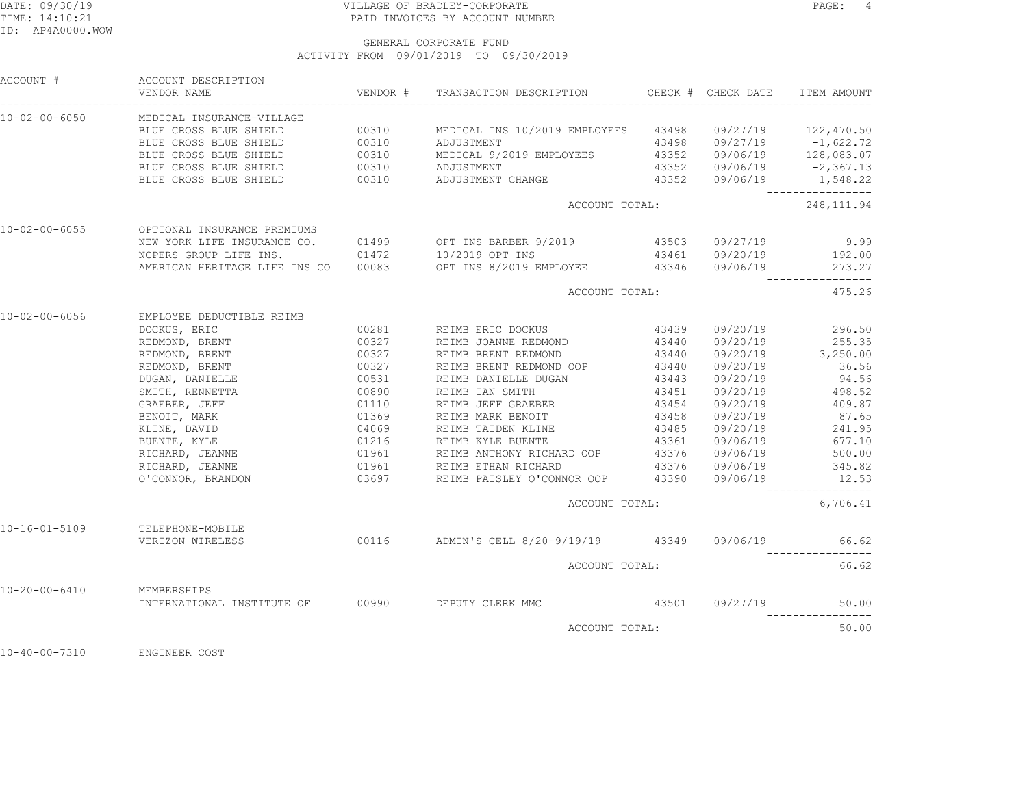VILLAGE OF BRADLEY-CORPORATE
PAID INVOICES BY ACCOUNT NUMBER

GENERAL CORPORATE FUND
ACTIVITY FROM 09/01/2019 TO 09/30/2019

| ACCOUNT # | ACCOUNT DESCRIPTION / VENDOR NAME | VENDOR # | TRANSACTION DESCRIPTION | CHECK # | CHECK DATE | ITEM AMOUNT |
|---|---|---|---|---|---|---|
| 10-02-00-6050 | MEDICAL INSURANCE-VILLAGE | | | | | |
| | BLUE CROSS BLUE SHIELD | 00310 | MEDICAL INS 10/2019 EMPLOYEES | 43498 | 09/27/19 | 122,470.50 |
| | BLUE CROSS BLUE SHIELD | 00310 | ADJUSTMENT | 43498 | 09/27/19 | -1,622.72 |
| | BLUE CROSS BLUE SHIELD | 00310 | MEDICAL 9/2019 EMPLOYEES | 43352 | 09/06/19 | 128,083.07 |
| | BLUE CROSS BLUE SHIELD | 00310 | ADJUSTMENT | 43352 | 09/06/19 | -2,367.13 |
| | BLUE CROSS BLUE SHIELD | 00310 | ADJUSTMENT CHANGE | 43352 | 09/06/19 | 1,548.22 |
| | | | ACCOUNT TOTAL: | | | 248,111.94 |
| 10-02-00-6055 | OPTIONAL INSURANCE PREMIUMS | | | | | |
| | NEW YORK LIFE INSURANCE CO. | 01499 | OPT INS BARBER 9/2019 | 43503 | 09/27/19 | 9.99 |
| | NCPERS GROUP LIFE INS. | 01472 | 10/2019 OPT INS | 43461 | 09/20/19 | 192.00 |
| | AMERICAN HERITAGE LIFE INS CO | 00083 | OPT INS 8/2019 EMPLOYEE | 43346 | 09/06/19 | 273.27 |
| | | | ACCOUNT TOTAL: | | | 475.26 |
| 10-02-00-6056 | EMPLOYEE DEDUCTIBLE REIMB | | | | | |
| | DOCKUS, ERIC | 00281 | REIMB ERIC DOCKUS | 43439 | 09/20/19 | 296.50 |
| | REDMOND, BRENT | 00327 | REIMB JOANNE REDMOND | 43440 | 09/20/19 | 255.35 |
| | REDMOND, BRENT | 00327 | REIMB BRENT REDMOND | 43440 | 09/20/19 | 3,250.00 |
| | REDMOND, BRENT | 00327 | REIMB BRENT REDMOND OOP | 43440 | 09/20/19 | 36.56 |
| | DUGAN, DANIELLE | 00531 | REIMB DANIELLE DUGAN | 43443 | 09/20/19 | 94.56 |
| | SMITH, RENNETTA | 00890 | REIMB IAN SMITH | 43451 | 09/20/19 | 498.52 |
| | GRAEBER, JEFF | 01110 | REIMB JEFF GRAEBER | 43454 | 09/20/19 | 409.87 |
| | BENOIT, MARK | 01369 | REIMB MARK BENOIT | 43458 | 09/20/19 | 87.65 |
| | KLINE, DAVID | 04069 | REIMB TAIDEN KLINE | 43485 | 09/20/19 | 241.95 |
| | BUENTE, KYLE | 01216 | REIMB KYLE BUENTE | 43361 | 09/06/19 | 677.10 |
| | RICHARD, JEANNE | 01961 | REIMB ANTHONY RICHARD OOP | 43376 | 09/06/19 | 500.00 |
| | RICHARD, JEANNE | 01961 | REIMB ETHAN RICHARD | 43376 | 09/06/19 | 345.82 |
| | O'CONNOR, BRANDON | 03697 | REIMB PAISLEY O'CONNOR OOP | 43390 | 09/06/19 | 12.53 |
| | | | ACCOUNT TOTAL: | | | 6,706.41 |
| 10-16-01-5109 | TELEPHONE-MOBILE | | | | | |
| | VERIZON WIRELESS | 00116 | ADMIN'S CELL 8/20-9/19/19 | 43349 | 09/06/19 | 66.62 |
| | | | ACCOUNT TOTAL: | | | 66.62 |
| 10-20-00-6410 | MEMBERSHIPS | | | | | |
| | INTERNATIONAL INSTITUTE OF | 00990 | DEPUTY CLERK MMC | 43501 | 09/27/19 | 50.00 |
| | | | ACCOUNT TOTAL: | | | 50.00 |
| 10-40-00-7310 | ENGINEER COST | | | | | |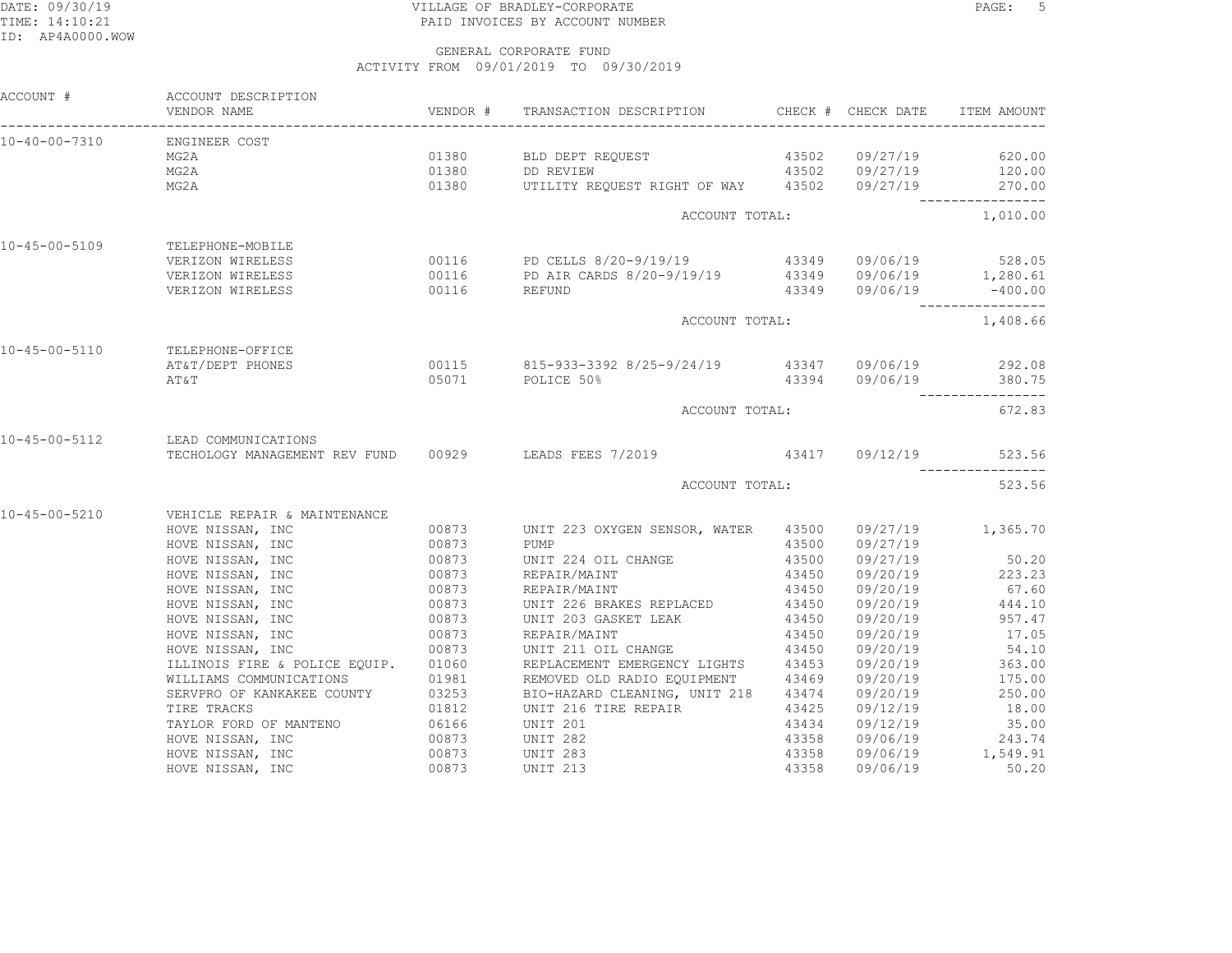VILLAGE OF BRADLEY-CORPORATE
PAID INVOICES BY ACCOUNT NUMBER

GENERAL CORPORATE FUND
ACTIVITY FROM 09/01/2019 TO 09/30/2019

| ACCOUNT # | ACCOUNT DESCRIPTION / VENDOR NAME | VENDOR # | TRANSACTION DESCRIPTION | CHECK # | CHECK DATE | ITEM AMOUNT |
|---|---|---|---|---|---|---|
| 10-40-00-7310 | ENGINEER COST | | | | | |
| | MG2A | 01380 | BLD DEPT REQUEST | 43502 | 09/27/19 | 620.00 |
| | MG2A | 01380 | DD REVIEW | 43502 | 09/27/19 | 120.00 |
| | MG2A | 01380 | UTILITY REQUEST RIGHT OF WAY | 43502 | 09/27/19 | 270.00 |
| | | | ACCOUNT TOTAL: | | | 1,010.00 |
| 10-45-00-5109 | TELEPHONE-MOBILE | | | | | |
| | VERIZON WIRELESS | 00116 | PD CELLS 8/20-9/19/19 | 43349 | 09/06/19 | 528.05 |
| | VERIZON WIRELESS | 00116 | PD AIR CARDS 8/20-9/19/19 | 43349 | 09/06/19 | 1,280.61 |
| | VERIZON WIRELESS | 00116 | REFUND | 43349 | 09/06/19 | -400.00 |
| | | | ACCOUNT TOTAL: | | | 1,408.66 |
| 10-45-00-5110 | TELEPHONE-OFFICE | | | | | |
| | AT&T/DEPT PHONES | 00115 | 815-933-3392 8/25-9/24/19 | 43347 | 09/06/19 | 292.08 |
| | AT&T | 05071 | POLICE 50% | 43394 | 09/06/19 | 380.75 |
| | | | ACCOUNT TOTAL: | | | 672.83 |
| 10-45-00-5112 | LEAD COMMUNICATIONS | | | | | |
| | TECHOLOGY MANAGEMENT REV FUND | 00929 | LEADS FEES 7/2019 | 43417 | 09/12/19 | 523.56 |
| | | | ACCOUNT TOTAL: | | | 523.56 |
| 10-45-00-5210 | VEHICLE REPAIR & MAINTENANCE | | | | | |
| | HOVE NISSAN, INC | 00873 | UNIT 223 OXYGEN SENSOR, WATER | 43500 | 09/27/19 | 1,365.70 |
| | HOVE NISSAN, INC | 00873 | PUMP | 43500 | 09/27/19 | |
| | HOVE NISSAN, INC | 00873 | UNIT 224 OIL CHANGE | 43500 | 09/27/19 | 50.20 |
| | HOVE NISSAN, INC | 00873 | REPAIR/MAINT | 43450 | 09/20/19 | 223.23 |
| | HOVE NISSAN, INC | 00873 | REPAIR/MAINT | 43450 | 09/20/19 | 67.60 |
| | HOVE NISSAN, INC | 00873 | UNIT 226 BRAKES REPLACED | 43450 | 09/20/19 | 444.10 |
| | HOVE NISSAN, INC | 00873 | UNIT 203 GASKET LEAK | 43450 | 09/20/19 | 957.47 |
| | HOVE NISSAN, INC | 00873 | REPAIR/MAINT | 43450 | 09/20/19 | 17.05 |
| | HOVE NISSAN, INC | 00873 | UNIT 211 OIL CHANGE | 43450 | 09/20/19 | 54.10 |
| | ILLINOIS FIRE & POLICE EQUIP. | 01060 | REPLACEMENT EMERGENCY LIGHTS | 43453 | 09/20/19 | 363.00 |
| | WILLIAMS COMMUNICATIONS | 01981 | REMOVED OLD RADIO EQUIPMENT | 43469 | 09/20/19 | 175.00 |
| | SERVPRO OF KANKAKEE COUNTY | 03253 | BIO-HAZARD CLEANING, UNIT 218 | 43474 | 09/20/19 | 250.00 |
| | TIRE TRACKS | 01812 | UNIT 216 TIRE REPAIR | 43425 | 09/12/19 | 18.00 |
| | TAYLOR FORD OF MANTENO | 06166 | UNIT 201 | 43434 | 09/12/19 | 35.00 |
| | HOVE NISSAN, INC | 00873 | UNIT 282 | 43358 | 09/06/19 | 243.74 |
| | HOVE NISSAN, INC | 00873 | UNIT 283 | 43358 | 09/06/19 | 1,549.91 |
| | HOVE NISSAN, INC | 00873 | UNIT 213 | 43358 | 09/06/19 | 50.20 |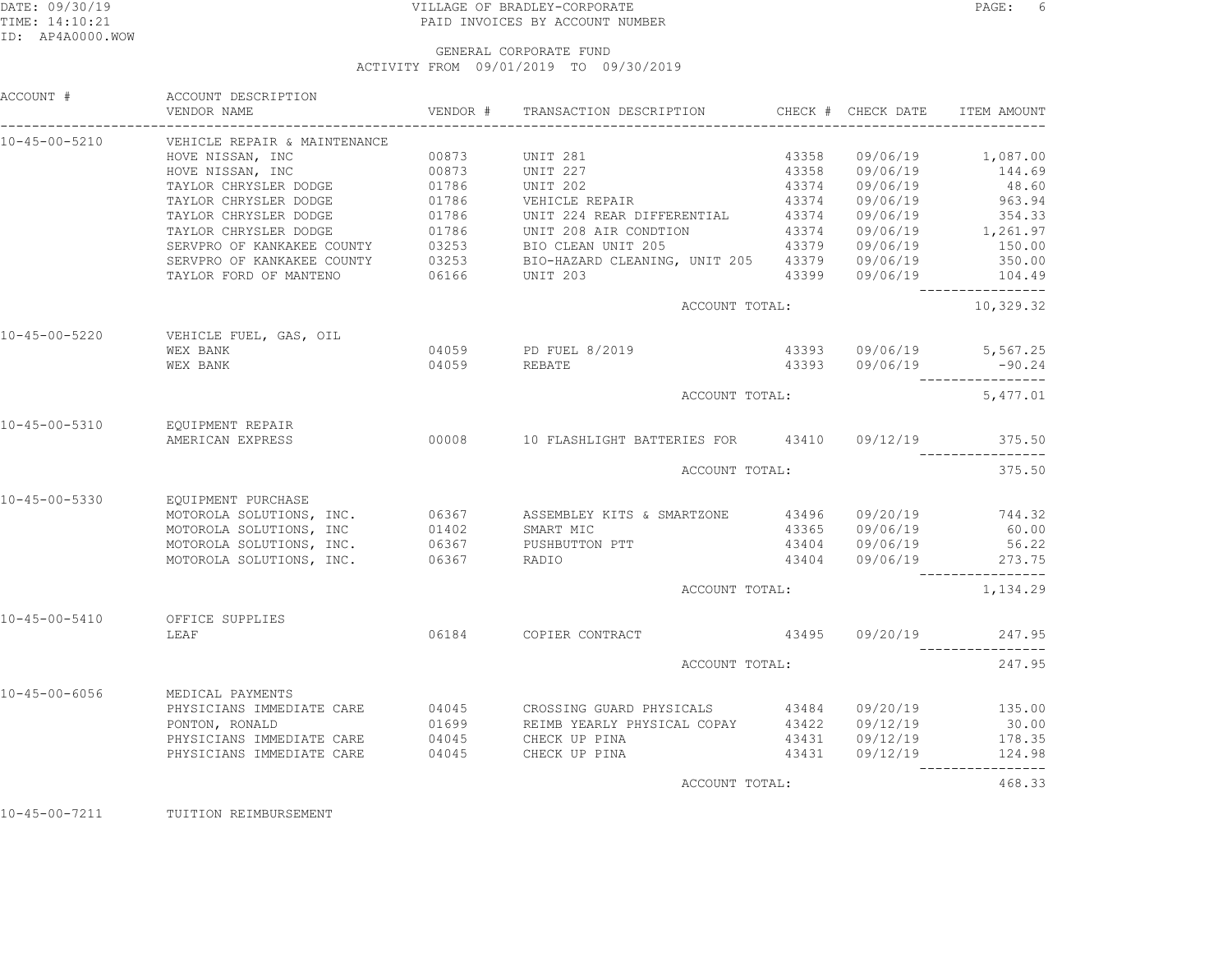VILLAGE OF BRADLEY-CORPORATE
PAID INVOICES BY ACCOUNT NUMBER

GENERAL CORPORATE FUND
ACTIVITY FROM 09/01/2019 TO 09/30/2019

| ACCOUNT # | ACCOUNT DESCRIPTION / VENDOR NAME | VENDOR # | TRANSACTION DESCRIPTION | CHECK # | CHECK DATE | ITEM AMOUNT |
|---|---|---|---|---|---|---|
| 10-45-00-5210 | VEHICLE REPAIR & MAINTENANCE | | | | | |
| | HOVE NISSAN, INC | 00873 | UNIT 281 | 43358 | 09/06/19 | 1,087.00 |
| | HOVE NISSAN, INC | 00873 | UNIT 227 | 43358 | 09/06/19 | 144.69 |
| | TAYLOR CHRYSLER DODGE | 01786 | UNIT 202 | 43374 | 09/06/19 | 48.60 |
| | TAYLOR CHRYSLER DODGE | 01786 | VEHICLE REPAIR | 43374 | 09/06/19 | 963.94 |
| | TAYLOR CHRYSLER DODGE | 01786 | UNIT 224 REAR DIFFERENTIAL | 43374 | 09/06/19 | 354.33 |
| | TAYLOR CHRYSLER DODGE | 01786 | UNIT 208 AIR CONDTION | 43374 | 09/06/19 | 1,261.97 |
| | SERVPRO OF KANKAKEE COUNTY | 03253 | BIO CLEAN UNIT 205 | 43379 | 09/06/19 | 150.00 |
| | SERVPRO OF KANKAKEE COUNTY | 03253 | BIO-HAZARD CLEANING, UNIT 205 | 43379 | 09/06/19 | 350.00 |
| | TAYLOR FORD OF MANTENO | 06166 | UNIT 203 | 43399 | 09/06/19 | 104.49 |
| | | | ACCOUNT TOTAL: | | | 10,329.32 |
| 10-45-00-5220 | VEHICLE FUEL, GAS, OIL | | | | | |
| | WEX BANK | 04059 | PD FUEL 8/2019 | 43393 | 09/06/19 | 5,567.25 |
| | WEX BANK | 04059 | REBATE | 43393 | 09/06/19 | -90.24 |
| | | | ACCOUNT TOTAL: | | | 5,477.01 |
| 10-45-00-5310 | EQUIPMENT REPAIR | | | | | |
| | AMERICAN EXPRESS | 00008 | 10 FLASHLIGHT BATTERIES FOR | 43410 | 09/12/19 | 375.50 |
| | | | ACCOUNT TOTAL: | | | 375.50 |
| 10-45-00-5330 | EQUIPMENT PURCHASE | | | | | |
| | MOTOROLA SOLUTIONS, INC. | 06367 | ASSEMBLEY KITS & SMARTZONE | 43496 | 09/20/19 | 744.32 |
| | MOTOROLA SOLUTIONS, INC | 01402 | SMART MIC | 43365 | 09/06/19 | 60.00 |
| | MOTOROLA SOLUTIONS, INC. | 06367 | PUSHBUTTON PTT | 43404 | 09/06/19 | 56.22 |
| | MOTOROLA SOLUTIONS, INC. | 06367 | RADIO | 43404 | 09/06/19 | 273.75 |
| | | | ACCOUNT TOTAL: | | | 1,134.29 |
| 10-45-00-5410 | OFFICE SUPPLIES | | | | | |
| | LEAF | 06184 | COPIER CONTRACT | 43495 | 09/20/19 | 247.95 |
| | | | ACCOUNT TOTAL: | | | 247.95 |
| 10-45-00-6056 | MEDICAL PAYMENTS | | | | | |
| | PHYSICIANS IMMEDIATE CARE | 04045 | CROSSING GUARD PHYSICALS | 43484 | 09/20/19 | 135.00 |
| | PONTON, RONALD | 01699 | REIMB YEARLY PHYSICAL COPAY | 43422 | 09/12/19 | 30.00 |
| | PHYSICIANS IMMEDIATE CARE | 04045 | CHECK UP PINA | 43431 | 09/12/19 | 178.35 |
| | PHYSICIANS IMMEDIATE CARE | 04045 | CHECK UP PINA | 43431 | 09/12/19 | 124.98 |
| | | | ACCOUNT TOTAL: | | | 468.33 |
| 10-45-00-7211 | TUITION REIMBURSEMENT | | | | | |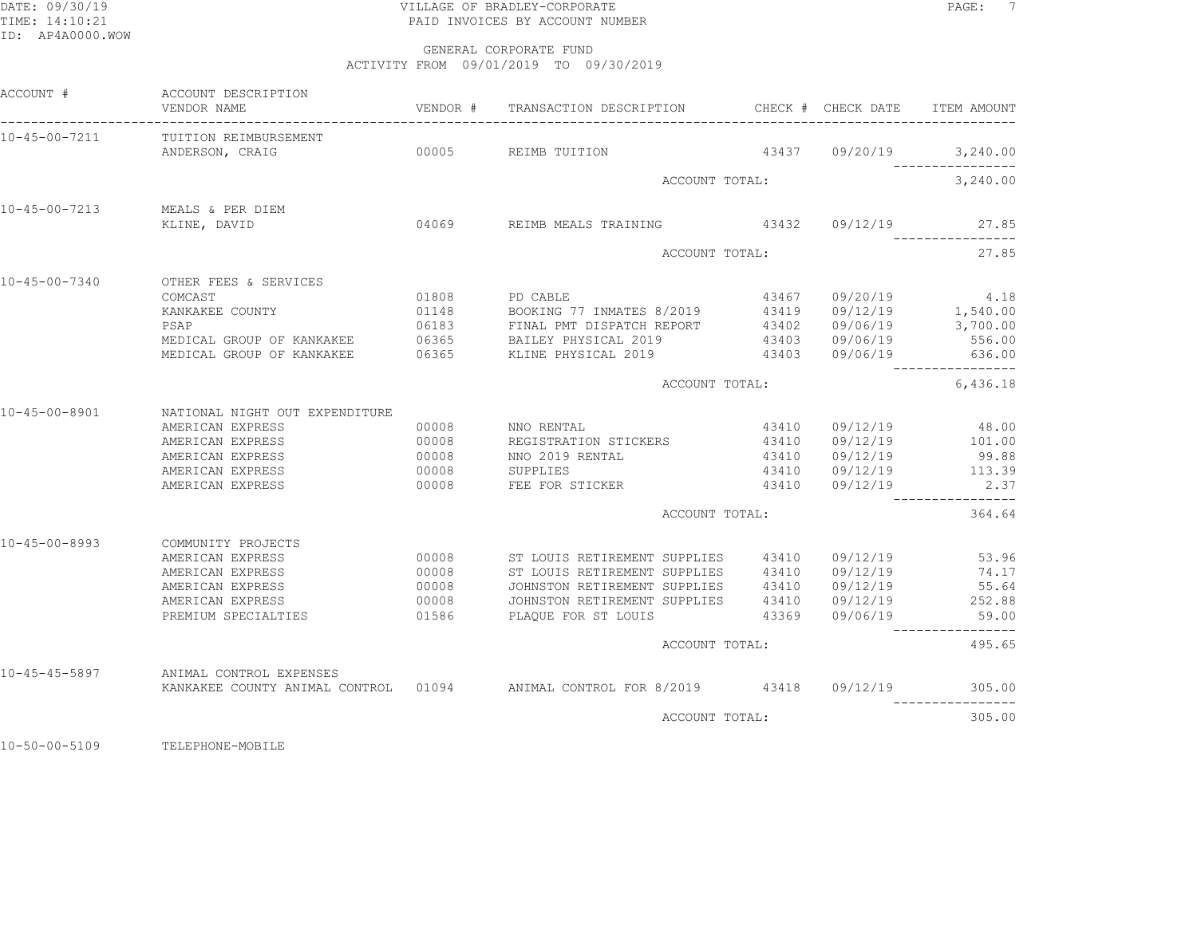VILLAGE OF BRADLEY-CORPORATE
PAID INVOICES BY ACCOUNT NUMBER

GENERAL CORPORATE FUND
ACTIVITY FROM 09/01/2019 TO 09/30/2019

| ACCOUNT # | ACCOUNT DESCRIPTION / VENDOR NAME | VENDOR # | TRANSACTION DESCRIPTION | CHECK # | CHECK DATE | ITEM AMOUNT |
|---|---|---|---|---|---|---|
| 10-45-00-7211 | TUITION REIMBURSEMENT | | | | | |
| | ANDERSON, CRAIG | 00005 | REIMB TUITION | 43437 | 09/20/19 | 3,240.00 |
| | | | ACCOUNT TOTAL: | | | 3,240.00 |
| 10-45-00-7213 | MEALS & PER DIEM | | | | | |
| | KLINE, DAVID | 04069 | REIMB MEALS TRAINING | 43432 | 09/12/19 | 27.85 |
| | | | ACCOUNT TOTAL: | | | 27.85 |
| 10-45-00-7340 | OTHER FEES & SERVICES | | | | | |
| | COMCAST | 01808 | PD CABLE | 43467 | 09/20/19 | 4.18 |
| | KANKAKEE COUNTY | 01148 | BOOKING 77 INMATES 8/2019 | 43419 | 09/12/19 | 1,540.00 |
| | PSAP | 06183 | FINAL PMT DISPATCH REPORT | 43402 | 09/06/19 | 3,700.00 |
| | MEDICAL GROUP OF KANKAKEE | 06365 | BAILEY PHYSICAL 2019 | 43403 | 09/06/19 | 556.00 |
| | MEDICAL GROUP OF KANKAKEE | 06365 | KLINE PHYSICAL 2019 | 43403 | 09/06/19 | 636.00 |
| | | | ACCOUNT TOTAL: | | | 6,436.18 |
| 10-45-00-8901 | NATIONAL NIGHT OUT EXPENDITURE | | | | | |
| | AMERICAN EXPRESS | 00008 | NNO RENTAL | 43410 | 09/12/19 | 48.00 |
| | AMERICAN EXPRESS | 00008 | REGISTRATION STICKERS | 43410 | 09/12/19 | 101.00 |
| | AMERICAN EXPRESS | 00008 | NNO 2019 RENTAL | 43410 | 09/12/19 | 99.88 |
| | AMERICAN EXPRESS | 00008 | SUPPLIES | 43410 | 09/12/19 | 113.39 |
| | AMERICAN EXPRESS | 00008 | FEE FOR STICKER | 43410 | 09/12/19 | 2.37 |
| | | | ACCOUNT TOTAL: | | | 364.64 |
| 10-45-00-8993 | COMMUNITY PROJECTS | | | | | |
| | AMERICAN EXPRESS | 00008 | ST LOUIS RETIREMENT SUPPLIES | 43410 | 09/12/19 | 53.96 |
| | AMERICAN EXPRESS | 00008 | ST LOUIS RETIREMENT SUPPLIES | 43410 | 09/12/19 | 74.17 |
| | AMERICAN EXPRESS | 00008 | JOHNSTON RETIREMENT SUPPLIES | 43410 | 09/12/19 | 55.64 |
| | AMERICAN EXPRESS | 00008 | JOHNSTON RETIREMENT SUPPLIES | 43410 | 09/12/19 | 252.88 |
| | PREMIUM SPECIALTIES | 01586 | PLAQUE FOR ST LOUIS | 43369 | 09/06/19 | 59.00 |
| | | | ACCOUNT TOTAL: | | | 495.65 |
| 10-45-45-5897 | ANIMAL CONTROL EXPENSES | | | | | |
| | KANKAKEE COUNTY ANIMAL CONTROL | 01094 | ANIMAL CONTROL FOR 8/2019 | 43418 | 09/12/19 | 305.00 |
| | | | ACCOUNT TOTAL: | | | 305.00 |
| 10-50-00-5109 | TELEPHONE-MOBILE | | | | | |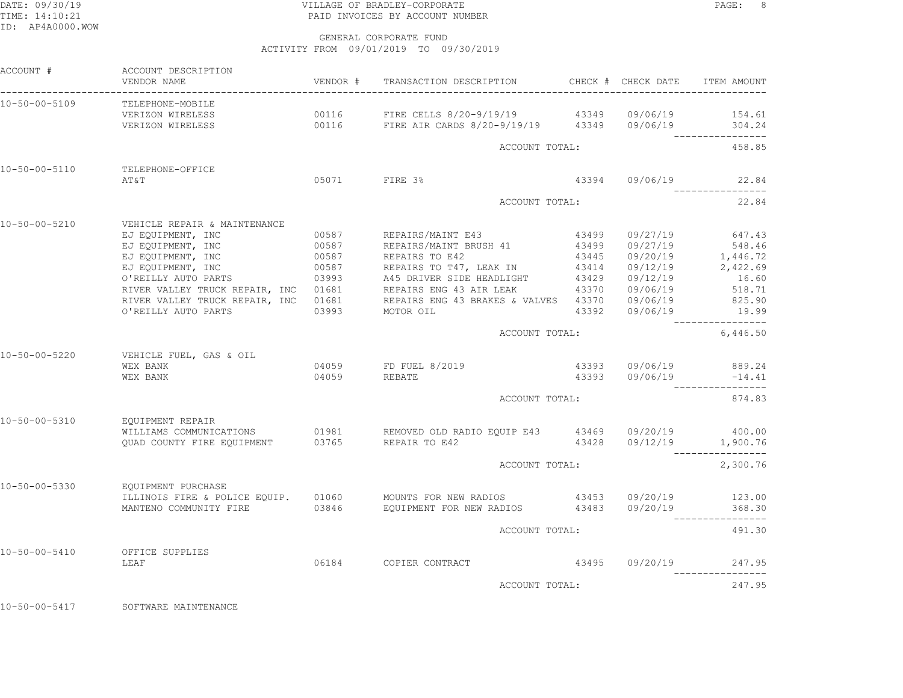VILLAGE OF BRADLEY-CORPORATE
PAID INVOICES BY ACCOUNT NUMBER

GENERAL CORPORATE FUND
ACTIVITY FROM 09/01/2019 TO 09/30/2019

DATE: 09/30/19
TIME: 14:10:21
ID: AP4A0000.WOW

| ACCOUNT # | ACCOUNT DESCRIPTION / VENDOR NAME | VENDOR # | TRANSACTION DESCRIPTION | CHECK # | CHECK DATE | ITEM AMOUNT |
|---|---|---|---|---|---|---|
| 10-50-00-5109 | TELEPHONE-MOBILE | | | | | |
| | VERIZON WIRELESS | 00116 | FIRE CELLS 8/20-9/19/19 | 43349 | 09/06/19 | 154.61 |
| | VERIZON WIRELESS | 00116 | FIRE AIR CARDS 8/20-9/19/19 | 43349 | 09/06/19 | 304.24 |
| | | | ACCOUNT TOTAL: | | | 458.85 |
| 10-50-00-5110 | TELEPHONE-OFFICE | | | | | |
| | AT&T | 05071 | FIRE 3% | 43394 | 09/06/19 | 22.84 |
| | | | ACCOUNT TOTAL: | | | 22.84 |
| 10-50-00-5210 | VEHICLE REPAIR & MAINTENANCE | | | | | |
| | EJ EQUIPMENT, INC | 00587 | REPAIRS/MAINT E43 | 43499 | 09/27/19 | 647.43 |
| | EJ EQUIPMENT, INC | 00587 | REPAIRS/MAINT BRUSH 41 | 43499 | 09/27/19 | 548.46 |
| | EJ EQUIPMENT, INC | 00587 | REPAIRS TO E42 | 43445 | 09/20/19 | 1,446.72 |
| | EJ EQUIPMENT, INC | 00587 | REPAIRS TO T47, LEAK IN | 43414 | 09/12/19 | 2,422.69 |
| | O'REILLY AUTO PARTS | 03993 | A45 DRIVER SIDE HEADLIGHT | 43429 | 09/12/19 | 16.60 |
| | RIVER VALLEY TRUCK REPAIR, INC | 01681 | REPAIRS ENG 43 AIR LEAK | 43370 | 09/06/19 | 518.71 |
| | RIVER VALLEY TRUCK REPAIR, INC | 01681 | REPAIRS ENG 43 BRAKES & VALVES | 43370 | 09/06/19 | 825.90 |
| | O'REILLY AUTO PARTS | 03993 | MOTOR OIL | 43392 | 09/06/19 | 19.99 |
| | | | ACCOUNT TOTAL: | | | 6,446.50 |
| 10-50-00-5220 | VEHICLE FUEL, GAS & OIL | | | | | |
| | WEX BANK | 04059 | FD FUEL 8/2019 | 43393 | 09/06/19 | 889.24 |
| | WEX BANK | 04059 | REBATE | 43393 | 09/06/19 | -14.41 |
| | | | ACCOUNT TOTAL: | | | 874.83 |
| 10-50-00-5310 | EQUIPMENT REPAIR | | | | | |
| | WILLIAMS COMMUNICATIONS | 01981 | REMOVED OLD RADIO EQUIP E43 | 43469 | 09/20/19 | 400.00 |
| | QUAD COUNTY FIRE EQUIPMENT | 03765 | REPAIR TO E42 | 43428 | 09/12/19 | 1,900.76 |
| | | | ACCOUNT TOTAL: | | | 2,300.76 |
| 10-50-00-5330 | EQUIPMENT PURCHASE | | | | | |
| | ILLINOIS FIRE & POLICE EQUIP. | 01060 | MOUNTS FOR NEW RADIOS | 43453 | 09/20/19 | 123.00 |
| | MANTENO COMMUNITY FIRE | 03846 | EQUIPMENT FOR NEW RADIOS | 43483 | 09/20/19 | 368.30 |
| | | | ACCOUNT TOTAL: | | | 491.30 |
| 10-50-00-5410 | OFFICE SUPPLIES | | | | | |
| | LEAF | 06184 | COPIER CONTRACT | 43495 | 09/20/19 | 247.95 |
| | | | ACCOUNT TOTAL: | | | 247.95 |
| 10-50-00-5417 | SOFTWARE MAINTENANCE | | | | | |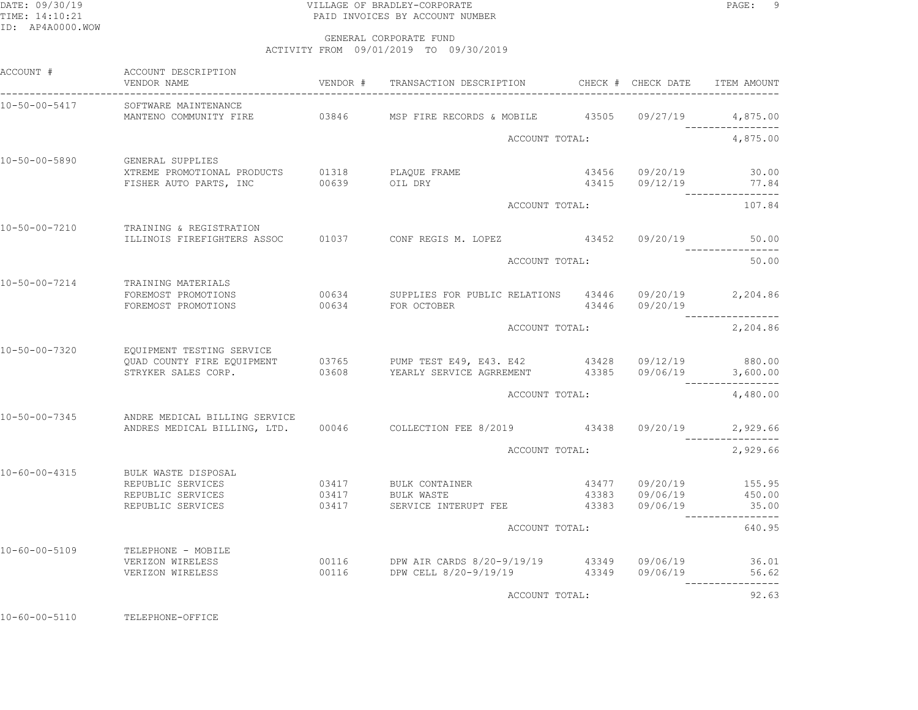VILLAGE OF BRADLEY-CORPORATE
PAID INVOICES BY ACCOUNT NUMBER

GENERAL CORPORATE FUND
ACTIVITY FROM 09/01/2019 TO 09/30/2019

| ACCOUNT # | ACCOUNT DESCRIPTION / VENDOR NAME | VENDOR # | TRANSACTION DESCRIPTION | CHECK # | CHECK DATE | ITEM AMOUNT |
|---|---|---|---|---|---|---|
| 10-50-00-5417 | SOFTWARE MAINTENANCE | | | | | |
| | MANTENO COMMUNITY FIRE | 03846 | MSP FIRE RECORDS & MOBILE | 43505 | 09/27/19 | 4,875.00 |
| | | | ACCOUNT TOTAL: | | | 4,875.00 |
| 10-50-00-5890 | GENERAL SUPPLIES | | | | | |
| | XTREME PROMOTIONAL PRODUCTS | 01318 | PLAQUE FRAME | 43456 | 09/20/19 | 30.00 |
| | FISHER AUTO PARTS, INC | 00639 | OIL DRY | 43415 | 09/12/19 | 77.84 |
| | | | ACCOUNT TOTAL: | | | 107.84 |
| 10-50-00-7210 | TRAINING & REGISTRATION | | | | | |
| | ILLINOIS FIREFIGHTERS ASSOC | 01037 | CONF REGIS M. LOPEZ | 43452 | 09/20/19 | 50.00 |
| | | | ACCOUNT TOTAL: | | | 50.00 |
| 10-50-00-7214 | TRAINING MATERIALS | | | | | |
| | FOREMOST PROMOTIONS | 00634 | SUPPLIES FOR PUBLIC RELATIONS | 43446 | 09/20/19 | 2,204.86 |
| | FOREMOST PROMOTIONS | 00634 | FOR OCTOBER | 43446 | 09/20/19 | |
| | | | ACCOUNT TOTAL: | | | 2,204.86 |
| 10-50-00-7320 | EQUIPMENT TESTING SERVICE | | | | | |
| | QUAD COUNTY FIRE EQUIPMENT | 03765 | PUMP TEST E49, E43. E42 | 43428 | 09/12/19 | 880.00 |
| | STRYKER SALES CORP. | 03608 | YEARLY SERVICE AGRREMENT | 43385 | 09/06/19 | 3,600.00 |
| | | | ACCOUNT TOTAL: | | | 4,480.00 |
| 10-50-00-7345 | ANDRE MEDICAL BILLING SERVICE | | | | | |
| | ANDRES MEDICAL BILLING, LTD. | 00046 | COLLECTION FEE 8/2019 | 43438 | 09/20/19 | 2,929.66 |
| | | | ACCOUNT TOTAL: | | | 2,929.66 |
| 10-60-00-4315 | BULK WASTE DISPOSAL | | | | | |
| | REPUBLIC SERVICES | 03417 | BULK CONTAINER | 43477 | 09/20/19 | 155.95 |
| | REPUBLIC SERVICES | 03417 | BULK WASTE | 43383 | 09/06/19 | 450.00 |
| | REPUBLIC SERVICES | 03417 | SERVICE INTERUPT FEE | 43383 | 09/06/19 | 35.00 |
| | | | ACCOUNT TOTAL: | | | 640.95 |
| 10-60-00-5109 | TELEPHONE - MOBILE | | | | | |
| | VERIZON WIRELESS | 00116 | DPW AIR CARDS 8/20-9/19/19 | 43349 | 09/06/19 | 36.01 |
| | VERIZON WIRELESS | 00116 | DPW CELL 8/20-9/19/19 | 43349 | 09/06/19 | 56.62 |
| | | | ACCOUNT TOTAL: | | | 92.63 |
| 10-60-00-5110 | TELEPHONE-OFFICE | | | | | |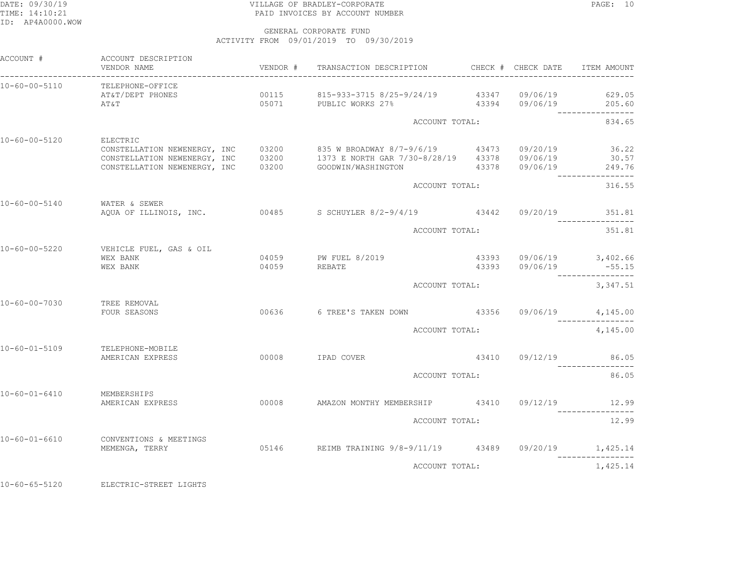DATE: 09/30/19
TIME: 14:10:21
ID: AP4A0000.WOW

VILLAGE OF BRADLEY-CORPORATE
PAID INVOICES BY ACCOUNT NUMBER

GENERAL CORPORATE FUND
ACTIVITY FROM 09/01/2019 TO 09/30/2019

| ACCOUNT # | ACCOUNT DESCRIPTION / VENDOR NAME | VENDOR # | TRANSACTION DESCRIPTION | CHECK # | CHECK DATE | ITEM AMOUNT |
|---|---|---|---|---|---|---|
| 10-60-00-5110 | TELEPHONE-OFFICE | | | | | |
| | AT&T/DEPT PHONES | 00115 | 815-933-3715 8/25-9/24/19 | 43347 | 09/06/19 | 629.05 |
| | AT&T | 05071 | PUBLIC WORKS 27% | 43394 | 09/06/19 | 205.60 |
| | | | ACCOUNT TOTAL: | | | 834.65 |
| 10-60-00-5120 | ELECTRIC | | | | | |
| | CONSTELLATION NEWENERGY, INC | 03200 | 835 W BROADWAY 8/7-9/6/19 | 43473 | 09/20/19 | 36.22 |
| | CONSTELLATION NEWENERGY, INC | 03200 | 1373 E NORTH GAR 7/30-8/28/19 | 43378 | 09/06/19 | 30.57 |
| | CONSTELLATION NEWENERGY, INC | 03200 | GOODWIN/WASHINGTON | 43378 | 09/06/19 | 249.76 |
| | | | ACCOUNT TOTAL: | | | 316.55 |
| 10-60-00-5140 | WATER & SEWER | | | | | |
| | AQUA OF ILLINOIS, INC. | 00485 | S SCHUYLER 8/2-9/4/19 | 43442 | 09/20/19 | 351.81 |
| | | | ACCOUNT TOTAL: | | | 351.81 |
| 10-60-00-5220 | VEHICLE FUEL, GAS & OIL | | | | | |
| | WEX BANK | 04059 | PW FUEL 8/2019 | 43393 | 09/06/19 | 3,402.66 |
| | WEX BANK | 04059 | REBATE | 43393 | 09/06/19 | -55.15 |
| | | | ACCOUNT TOTAL: | | | 3,347.51 |
| 10-60-00-7030 | TREE REMOVAL | | | | | |
| | FOUR SEASONS | 00636 | 6 TREE'S TAKEN DOWN | 43356 | 09/06/19 | 4,145.00 |
| | | | ACCOUNT TOTAL: | | | 4,145.00 |
| 10-60-01-5109 | TELEPHONE-MOBILE | | | | | |
| | AMERICAN EXPRESS | 00008 | IPAD COVER | 43410 | 09/12/19 | 86.05 |
| | | | ACCOUNT TOTAL: | | | 86.05 |
| 10-60-01-6410 | MEMBERSHIPS | | | | | |
| | AMERICAN EXPRESS | 00008 | AMAZON MONTHY MEMBERSHIP | 43410 | 09/12/19 | 12.99 |
| | | | ACCOUNT TOTAL: | | | 12.99 |
| 10-60-01-6610 | CONVENTIONS & MEETINGS | | | | | |
| | MEMENGA, TERRY | 05146 | REIMB TRAINING 9/8-9/11/19 | 43489 | 09/20/19 | 1,425.14 |
| | | | ACCOUNT TOTAL: | | | 1,425.14 |
| 10-60-65-5120 | ELECTRIC-STREET LIGHTS | | | | | |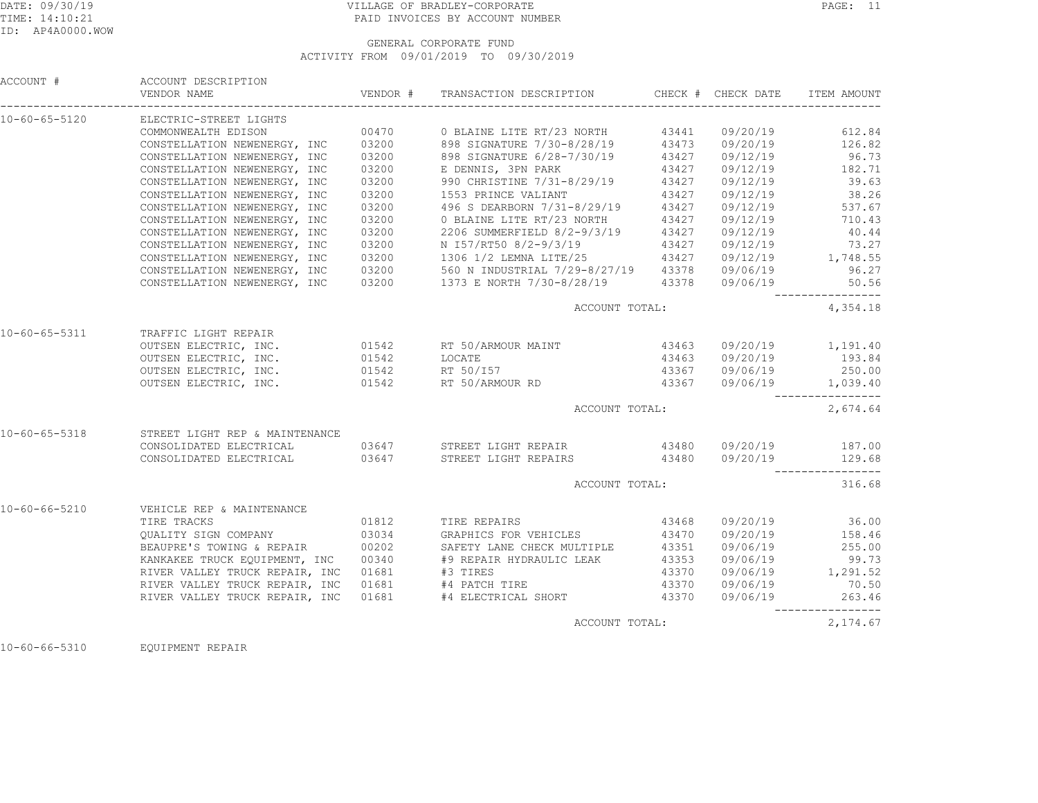VILLAGE OF BRADLEY-CORPORATE

PAID INVOICES BY ACCOUNT NUMBER

GENERAL CORPORATE FUND

ACTIVITY FROM 09/01/2019 TO 09/30/2019

| ACCOUNT # | ACCOUNT DESCRIPTION / VENDOR NAME | VENDOR # | TRANSACTION DESCRIPTION | CHECK # | CHECK DATE | ITEM AMOUNT |
|---|---|---|---|---|---|---|
| 10-60-65-5120 | ELECTRIC-STREET LIGHTS | | | | | |
| | COMMONWEALTH EDISON | 00470 | 0 BLAINE LITE RT/23 NORTH | 43441 | 09/20/19 | 612.84 |
| | CONSTELLATION NEWENERGY, INC | 03200 | 898 SIGNATURE 7/30-8/28/19 | 43473 | 09/20/19 | 126.82 |
| | CONSTELLATION NEWENERGY, INC | 03200 | 898 SIGNATURE 6/28-7/30/19 | 43427 | 09/12/19 | 96.73 |
| | CONSTELLATION NEWENERGY, INC | 03200 | E DENNIS, 3PN PARK | 43427 | 09/12/19 | 182.71 |
| | CONSTELLATION NEWENERGY, INC | 03200 | 990 CHRISTINE 7/31-8/29/19 | 43427 | 09/12/19 | 39.63 |
| | CONSTELLATION NEWENERGY, INC | 03200 | 1553 PRINCE VALIANT | 43427 | 09/12/19 | 38.26 |
| | CONSTELLATION NEWENERGY, INC | 03200 | 496 S DEARBORN 7/31-8/29/19 | 43427 | 09/12/19 | 537.67 |
| | CONSTELLATION NEWENERGY, INC | 03200 | 0 BLAINE LITE RT/23 NORTH | 43427 | 09/12/19 | 710.43 |
| | CONSTELLATION NEWENERGY, INC | 03200 | 2206 SUMMERFIELD 8/2-9/3/19 | 43427 | 09/12/19 | 40.44 |
| | CONSTELLATION NEWENERGY, INC | 03200 | N I57/RT50 8/2-9/3/19 | 43427 | 09/12/19 | 73.27 |
| | CONSTELLATION NEWENERGY, INC | 03200 | 1306 1/2 LEMNA LITE/25 | 43427 | 09/12/19 | 1,748.55 |
| | CONSTELLATION NEWENERGY, INC | 03200 | 560 N INDUSTRIAL 7/29-8/27/19 | 43378 | 09/06/19 | 96.27 |
| | CONSTELLATION NEWENERGY, INC | 03200 | 1373 E NORTH 7/30-8/28/19 | 43378 | 09/06/19 | 50.56 |
| | | | ACCOUNT TOTAL: | | | 4,354.18 |
| 10-60-65-5311 | TRAFFIC LIGHT REPAIR | | | | | |
| | OUTSEN ELECTRIC, INC. | 01542 | RT 50/ARMOUR MAINT | 43463 | 09/20/19 | 1,191.40 |
| | OUTSEN ELECTRIC, INC. | 01542 | LOCATE | 43463 | 09/20/19 | 193.84 |
| | OUTSEN ELECTRIC, INC. | 01542 | RT 50/I57 | 43367 | 09/06/19 | 250.00 |
| | OUTSEN ELECTRIC, INC. | 01542 | RT 50/ARMOUR RD | 43367 | 09/06/19 | 1,039.40 |
| | | | ACCOUNT TOTAL: | | | 2,674.64 |
| 10-60-65-5318 | STREET LIGHT REP & MAINTENANCE | | | | | |
| | CONSOLIDATED ELECTRICAL | 03647 | STREET LIGHT REPAIR | 43480 | 09/20/19 | 187.00 |
| | CONSOLIDATED ELECTRICAL | 03647 | STREET LIGHT REPAIRS | 43480 | 09/20/19 | 129.68 |
| | | | ACCOUNT TOTAL: | | | 316.68 |
| 10-60-66-5210 | VEHICLE REP & MAINTENANCE | | | | | |
| | TIRE TRACKS | 01812 | TIRE REPAIRS | 43468 | 09/20/19 | 36.00 |
| | QUALITY SIGN COMPANY | 03034 | GRAPHICS FOR VEHICLES | 43470 | 09/20/19 | 158.46 |
| | BEAUPRE'S TOWING & REPAIR | 00202 | SAFETY LANE CHECK MULTIPLE | 43351 | 09/06/19 | 255.00 |
| | KANKAKEE TRUCK EQUIPMENT, INC | 00340 | #9 REPAIR HYDRAULIC LEAK | 43353 | 09/06/19 | 99.73 |
| | RIVER VALLEY TRUCK REPAIR, INC | 01681 | #3 TIRES | 43370 | 09/06/19 | 1,291.52 |
| | RIVER VALLEY TRUCK REPAIR, INC | 01681 | #4 PATCH TIRE | 43370 | 09/06/19 | 70.50 |
| | RIVER VALLEY TRUCK REPAIR, INC | 01681 | #4 ELECTRICAL SHORT | 43370 | 09/06/19 | 263.46 |
| | | | ACCOUNT TOTAL: | | | 2,174.67 |
| 10-60-66-5310 | EQUIPMENT REPAIR | | | | | |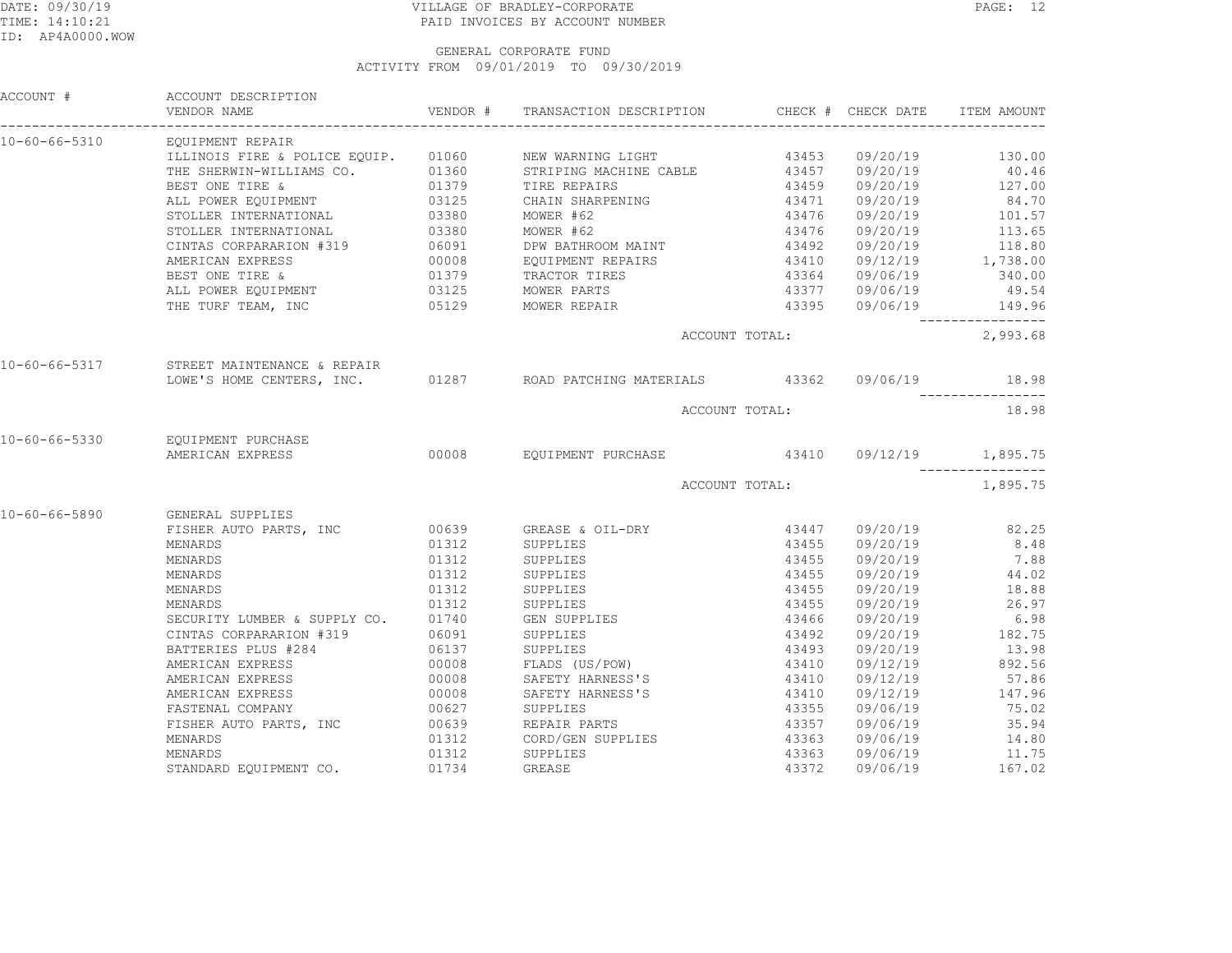VILLAGE OF BRADLEY-CORPORATE
PAID INVOICES BY ACCOUNT NUMBER

GENERAL CORPORATE FUND
ACTIVITY FROM 09/01/2019 TO 09/30/2019

| ACCOUNT # | ACCOUNT DESCRIPTION / VENDOR NAME | VENDOR # | TRANSACTION DESCRIPTION | CHECK # | CHECK DATE | ITEM AMOUNT |
|---|---|---|---|---|---|---|
| 10-60-66-5310 | EQUIPMENT REPAIR | | | | | |
| | ILLINOIS FIRE & POLICE EQUIP. | 01060 | NEW WARNING LIGHT | 43453 | 09/20/19 | 130.00 |
| | THE SHERWIN-WILLIAMS CO. | 01360 | STRIPING MACHINE CABLE | 43457 | 09/20/19 | 40.46 |
| | BEST ONE TIRE & | 01379 | TIRE REPAIRS | 43459 | 09/20/19 | 127.00 |
| | ALL POWER EQUIPMENT | 03125 | CHAIN SHARPENING | 43471 | 09/20/19 | 84.70 |
| | STOLLER INTERNATIONAL | 03380 | MOWER #62 | 43476 | 09/20/19 | 101.57 |
| | STOLLER INTERNATIONAL | 03380 | MOWER #62 | 43476 | 09/20/19 | 113.65 |
| | CINTAS CORPARARION #319 | 06091 | DPW BATHROOM MAINT | 43492 | 09/20/19 | 118.80 |
| | AMERICAN EXPRESS | 00008 | EQUIPMENT REPAIRS | 43410 | 09/12/19 | 1,738.00 |
| | BEST ONE TIRE & | 01379 | TRACTOR TIRES | 43364 | 09/06/19 | 340.00 |
| | ALL POWER EQUIPMENT | 03125 | MOWER PARTS | 43377 | 09/06/19 | 49.54 |
| | THE TURF TEAM, INC | 05129 | MOWER REPAIR | 43395 | 09/06/19 | 149.96 |
| | | | ACCOUNT TOTAL: | | | 2,993.68 |
| 10-60-66-5317 | STREET MAINTENANCE & REPAIR | | | | | |
| | LOWE'S HOME CENTERS, INC. | 01287 | ROAD PATCHING MATERIALS | 43362 | 09/06/19 | 18.98 |
| | | | ACCOUNT TOTAL: | | | 18.98 |
| 10-60-66-5330 | EQUIPMENT PURCHASE | | | | | |
| | AMERICAN EXPRESS | 00008 | EQUIPMENT PURCHASE | 43410 | 09/12/19 | 1,895.75 |
| | | | ACCOUNT TOTAL: | | | 1,895.75 |
| 10-60-66-5890 | GENERAL SUPPLIES | | | | | |
| | FISHER AUTO PARTS, INC | 00639 | GREASE & OIL-DRY | 43447 | 09/20/19 | 82.25 |
| | MENARDS | 01312 | SUPPLIES | 43455 | 09/20/19 | 8.48 |
| | MENARDS | 01312 | SUPPLIES | 43455 | 09/20/19 | 7.88 |
| | MENARDS | 01312 | SUPPLIES | 43455 | 09/20/19 | 44.02 |
| | MENARDS | 01312 | SUPPLIES | 43455 | 09/20/19 | 18.88 |
| | MENARDS | 01312 | SUPPLIES | 43455 | 09/20/19 | 26.97 |
| | SECURITY LUMBER & SUPPLY CO. | 01740 | GEN SUPPLIES | 43466 | 09/20/19 | 6.98 |
| | CINTAS CORPARARION #319 | 06091 | SUPPLIES | 43492 | 09/20/19 | 182.75 |
| | BATTERIES PLUS #284 | 06137 | SUPPLIES | 43493 | 09/20/19 | 13.98 |
| | AMERICAN EXPRESS | 00008 | FLADS (US/POW) | 43410 | 09/12/19 | 892.56 |
| | AMERICAN EXPRESS | 00008 | SAFETY HARNESS'S | 43410 | 09/12/19 | 57.86 |
| | AMERICAN EXPRESS | 00008 | SAFETY HARNESS'S | 43410 | 09/12/19 | 147.96 |
| | FASTENAL COMPANY | 00627 | SUPPLIES | 43355 | 09/06/19 | 75.02 |
| | FISHER AUTO PARTS, INC | 00639 | REPAIR PARTS | 43357 | 09/06/19 | 35.94 |
| | MENARDS | 01312 | CORD/GEN SUPPLIES | 43363 | 09/06/19 | 14.80 |
| | MENARDS | 01312 | SUPPLIES | 43363 | 09/06/19 | 11.75 |
| | STANDARD EQUIPMENT CO. | 01734 | GREASE | 43372 | 09/06/19 | 167.02 |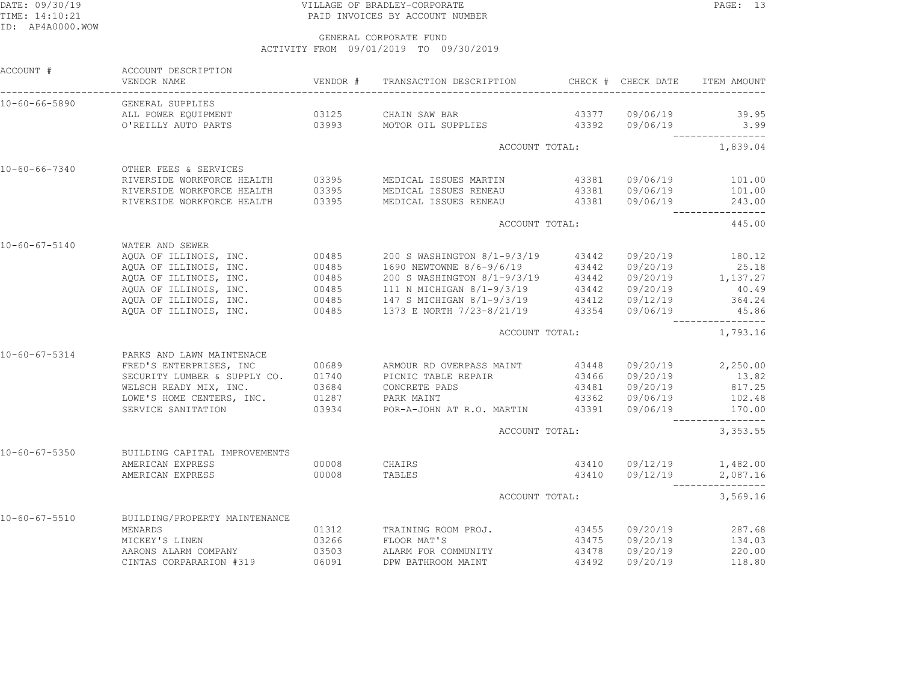VILLAGE OF BRADLEY-CORPORATE
PAID INVOICES BY ACCOUNT NUMBER

GENERAL CORPORATE FUND
ACTIVITY FROM 09/01/2019 TO 09/30/2019

| ACCOUNT # | ACCOUNT DESCRIPTION / VENDOR NAME | VENDOR # | TRANSACTION DESCRIPTION | CHECK # | CHECK DATE | ITEM AMOUNT |
|---|---|---|---|---|---|---|
| 10-60-66-5890 | GENERAL SUPPLIES | | | | | |
| | ALL POWER EQUIPMENT | 03125 | CHAIN SAW BAR | 43377 | 09/06/19 | 39.95 |
| | O'REILLY AUTO PARTS | 03993 | MOTOR OIL SUPPLIES | 43392 | 09/06/19 | 3.99 |
| | | | ACCOUNT TOTAL: | | | 1,839.04 |
| 10-60-66-7340 | OTHER FEES & SERVICES | | | | | |
| | RIVERSIDE WORKFORCE HEALTH | 03395 | MEDICAL ISSUES MARTIN | 43381 | 09/06/19 | 101.00 |
| | RIVERSIDE WORKFORCE HEALTH | 03395 | MEDICAL ISSUES RENEAU | 43381 | 09/06/19 | 101.00 |
| | RIVERSIDE WORKFORCE HEALTH | 03395 | MEDICAL ISSUES RENEAU | 43381 | 09/06/19 | 243.00 |
| | | | ACCOUNT TOTAL: | | | 445.00 |
| 10-60-67-5140 | WATER AND SEWER | | | | | |
| | AQUA OF ILLINOIS, INC. | 00485 | 200 S WASHINGTON 8/1-9/3/19 | 43442 | 09/20/19 | 180.12 |
| | AQUA OF ILLINOIS, INC. | 00485 | 1690 NEWTOWNE 8/6-9/6/19 | 43442 | 09/20/19 | 25.18 |
| | AQUA OF ILLINOIS, INC. | 00485 | 200 S WASHINGTON 8/1-9/3/19 | 43442 | 09/20/19 | 1,137.27 |
| | AQUA OF ILLINOIS, INC. | 00485 | 111 N MICHIGAN 8/1-9/3/19 | 43442 | 09/20/19 | 40.49 |
| | AQUA OF ILLINOIS, INC. | 00485 | 147 S MICHIGAN 8/1-9/3/19 | 43412 | 09/12/19 | 364.24 |
| | AQUA OF ILLINOIS, INC. | 00485 | 1373 E NORTH 7/23-8/21/19 | 43354 | 09/06/19 | 45.86 |
| | | | ACCOUNT TOTAL: | | | 1,793.16 |
| 10-60-67-5314 | PARKS AND LAWN MAINTENACE | | | | | |
| | FRED'S ENTERPRISES, INC | 00689 | ARMOUR RD OVERPASS MAINT | 43448 | 09/20/19 | 2,250.00 |
| | SECURITY LUMBER & SUPPLY CO. | 01740 | PICNIC TABLE REPAIR | 43466 | 09/20/19 | 13.82 |
| | WELSCH READY MIX, INC. | 03684 | CONCRETE PADS | 43481 | 09/20/19 | 817.25 |
| | LOWE'S HOME CENTERS, INC. | 01287 | PARK MAINT | 43362 | 09/06/19 | 102.48 |
| | SERVICE SANITATION | 03934 | POR-A-JOHN AT R.O. MARTIN | 43391 | 09/06/19 | 170.00 |
| | | | ACCOUNT TOTAL: | | | 3,353.55 |
| 10-60-67-5350 | BUILDING CAPITAL IMPROVEMENTS | | | | | |
| | AMERICAN EXPRESS | 00008 | CHAIRS | 43410 | 09/12/19 | 1,482.00 |
| | AMERICAN EXPRESS | 00008 | TABLES | 43410 | 09/12/19 | 2,087.16 |
| | | | ACCOUNT TOTAL: | | | 3,569.16 |
| 10-60-67-5510 | BUILDING/PROPERTY MAINTENANCE | | | | | |
| | MENARDS | 01312 | TRAINING ROOM PROJ. | 43455 | 09/20/19 | 287.68 |
| | MICKEY'S LINEN | 03266 | FLOOR MAT'S | 43475 | 09/20/19 | 134.03 |
| | AARONS ALARM COMPANY | 03503 | ALARM FOR COMMUNITY | 43478 | 09/20/19 | 220.00 |
| | CINTAS CORPARARION #319 | 06091 | DPW BATHROOM MAINT | 43492 | 09/20/19 | 118.80 |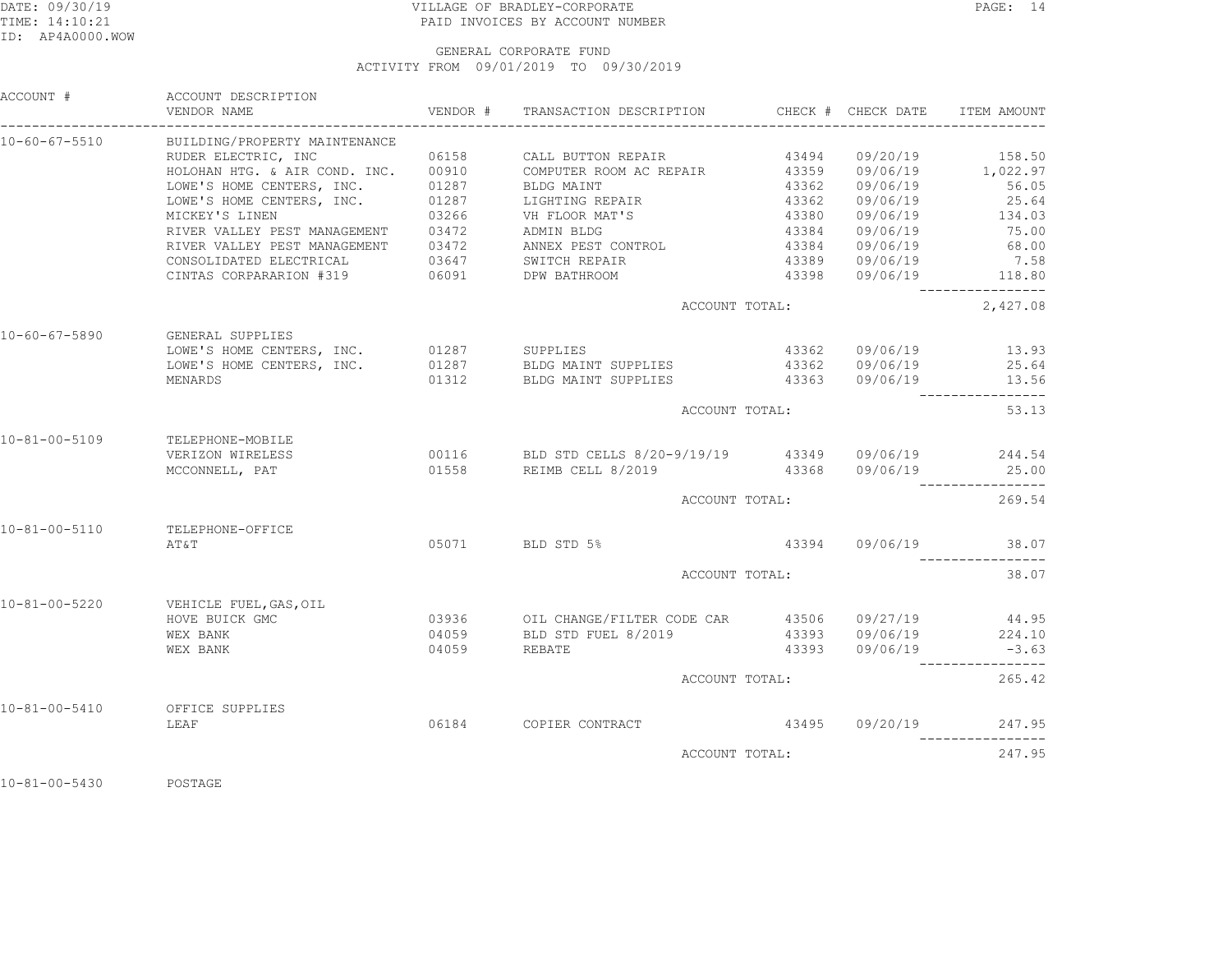VILLAGE OF BRADLEY-CORPORATE
PAID INVOICES BY ACCOUNT NUMBER

GENERAL CORPORATE FUND
ACTIVITY FROM 09/01/2019 TO 09/30/2019

| ACCOUNT # | ACCOUNT DESCRIPTION / VENDOR NAME | VENDOR # | TRANSACTION DESCRIPTION | CHECK # | CHECK DATE | ITEM AMOUNT |
|---|---|---|---|---|---|---|
| 10-60-67-5510 | BUILDING/PROPERTY MAINTENANCE | | | | | |
| | RUDER ELECTRIC, INC | 06158 | CALL BUTTON REPAIR | 43494 | 09/20/19 | 158.50 |
| | HOLOHAN HTG. & AIR COND. INC. | 00910 | COMPUTER ROOM AC REPAIR | 43359 | 09/06/19 | 1,022.97 |
| | LOWE'S HOME CENTERS, INC. | 01287 | BLDG MAINT | 43362 | 09/06/19 | 56.05 |
| | LOWE'S HOME CENTERS, INC. | 01287 | LIGHTING REPAIR | 43362 | 09/06/19 | 25.64 |
| | MICKEY'S LINEN | 03266 | VH FLOOR MAT'S | 43380 | 09/06/19 | 134.03 |
| | RIVER VALLEY PEST MANAGEMENT | 03472 | ADMIN BLDG | 43384 | 09/06/19 | 75.00 |
| | RIVER VALLEY PEST MANAGEMENT | 03472 | ANNEX PEST CONTROL | 43384 | 09/06/19 | 68.00 |
| | CONSOLIDATED ELECTRICAL | 03647 | SWITCH REPAIR | 43389 | 09/06/19 | 7.58 |
| | CINTAS CORPARARION #319 | 06091 | DPW BATHROOM | 43398 | 09/06/19 | 118.80 |
| | | | ACCOUNT TOTAL: | | | 2,427.08 |
| 10-60-67-5890 | GENERAL SUPPLIES | | | | | |
| | LOWE'S HOME CENTERS, INC. | 01287 | SUPPLIES | 43362 | 09/06/19 | 13.93 |
| | LOWE'S HOME CENTERS, INC. | 01287 | BLDG MAINT SUPPLIES | 43362 | 09/06/19 | 25.64 |
| | MENARDS | 01312 | BLDG MAINT SUPPLIES | 43363 | 09/06/19 | 13.56 |
| | | | ACCOUNT TOTAL: | | | 53.13 |
| 10-81-00-5109 | TELEPHONE-MOBILE | | | | | |
| | VERIZON WIRELESS | 00116 | BLD STD CELLS 8/20-9/19/19 | 43349 | 09/06/19 | 244.54 |
| | MCCONNELL, PAT | 01558 | REIMB CELL 8/2019 | 43368 | 09/06/19 | 25.00 |
| | | | ACCOUNT TOTAL: | | | 269.54 |
| 10-81-00-5110 | TELEPHONE-OFFICE | | | | | |
| | AT&T | 05071 | BLD STD 5% | 43394 | 09/06/19 | 38.07 |
| | | | ACCOUNT TOTAL: | | | 38.07 |
| 10-81-00-5220 | VEHICLE FUEL,GAS,OIL | | | | | |
| | HOVE BUICK GMC | 03936 | OIL CHANGE/FILTER CODE CAR | 43506 | 09/27/19 | 44.95 |
| | WEX BANK | 04059 | BLD STD FUEL 8/2019 | 43393 | 09/06/19 | 224.10 |
| | WEX BANK | 04059 | REBATE | 43393 | 09/06/19 | -3.63 |
| | | | ACCOUNT TOTAL: | | | 265.42 |
| 10-81-00-5410 | OFFICE SUPPLIES | | | | | |
| | LEAF | 06184 | COPIER CONTRACT | 43495 | 09/20/19 | 247.95 |
| | | | ACCOUNT TOTAL: | | | 247.95 |
| 10-81-00-5430 | POSTAGE | | | | | |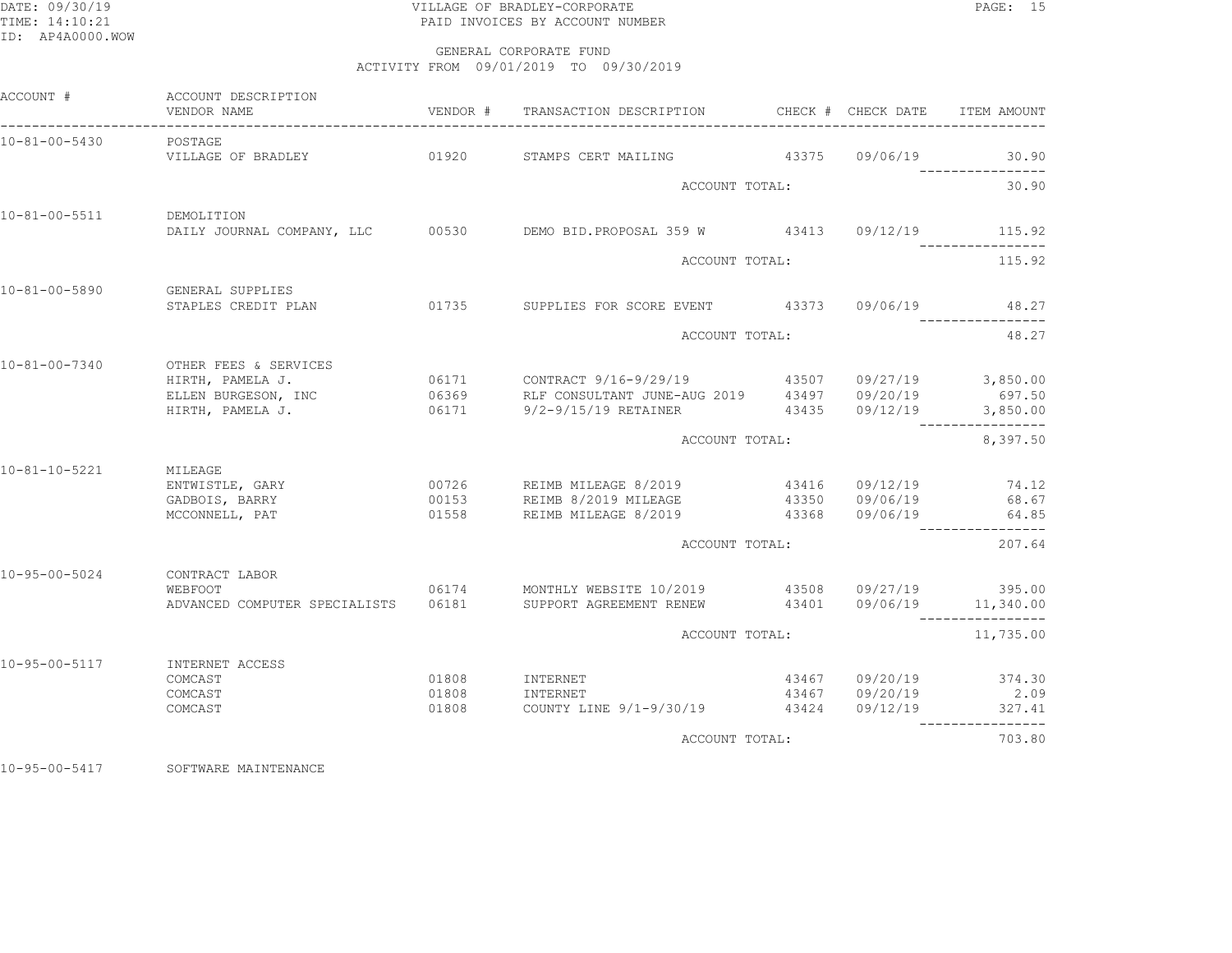VILLAGE OF BRADLEY-CORPORATE
PAID INVOICES BY ACCOUNT NUMBER

GENERAL CORPORATE FUND
ACTIVITY FROM 09/01/2019 TO 09/30/2019

| ACCOUNT # | ACCOUNT DESCRIPTION / VENDOR NAME | VENDOR # | TRANSACTION DESCRIPTION | CHECK # | CHECK DATE | ITEM AMOUNT |
|---|---|---|---|---|---|---|
| 10-81-00-5430 | POSTAGE | | | | | |
| | VILLAGE OF BRADLEY | 01920 | STAMPS CERT MAILING | 43375 | 09/06/19 | 30.90 |
| | | | ACCOUNT TOTAL: | | | 30.90 |
| 10-81-00-5511 | DEMOLITION | | | | | |
| | DAILY JOURNAL COMPANY, LLC | 00530 | DEMO BID.PROPOSAL 359 W | 43413 | 09/12/19 | 115.92 |
| | | | ACCOUNT TOTAL: | | | 115.92 |
| 10-81-00-5890 | GENERAL SUPPLIES | | | | | |
| | STAPLES CREDIT PLAN | 01735 | SUPPLIES FOR SCORE EVENT | 43373 | 09/06/19 | 48.27 |
| | | | ACCOUNT TOTAL: | | | 48.27 |
| 10-81-00-7340 | OTHER FEES & SERVICES | | | | | |
| | HIRTH, PAMELA J. | 06171 | CONTRACT 9/16-9/29/19 | 43507 | 09/27/19 | 3,850.00 |
| | ELLEN BURGESON, INC | 06369 | RLF CONSULTANT JUNE-AUG 2019 | 43497 | 09/20/19 | 697.50 |
| | HIRTH, PAMELA J. | 06171 | 9/2-9/15/19 RETAINER | 43435 | 09/12/19 | 3,850.00 |
| | | | ACCOUNT TOTAL: | | | 8,397.50 |
| 10-81-10-5221 | MILEAGE | | | | | |
| | ENTWISTLE, GARY | 00726 | REIMB MILEAGE 8/2019 | 43416 | 09/12/19 | 74.12 |
| | GADBOIS, BARRY | 00153 | REIMB 8/2019 MILEAGE | 43350 | 09/06/19 | 68.67 |
| | MCCONNELL, PAT | 01558 | REIMB MILEAGE 8/2019 | 43368 | 09/06/19 | 64.85 |
| | | | ACCOUNT TOTAL: | | | 207.64 |
| 10-95-00-5024 | CONTRACT LABOR | | | | | |
| | WEBFOOT | 06174 | MONTHLY WEBSITE 10/2019 | 43508 | 09/27/19 | 395.00 |
| | ADVANCED COMPUTER SPECIALISTS | 06181 | SUPPORT AGREEMENT RENEW | 43401 | 09/06/19 | 11,340.00 |
| | | | ACCOUNT TOTAL: | | | 11,735.00 |
| 10-95-00-5117 | INTERNET ACCESS | | | | | |
| | COMCAST | 01808 | INTERNET | 43467 | 09/20/19 | 374.30 |
| | COMCAST | 01808 | INTERNET | 43467 | 09/20/19 | 2.09 |
| | COMCAST | 01808 | COUNTY LINE 9/1-9/30/19 | 43424 | 09/12/19 | 327.41 |
| | | | ACCOUNT TOTAL: | | | 703.80 |
| 10-95-00-5417 | SOFTWARE MAINTENANCE | | | | | |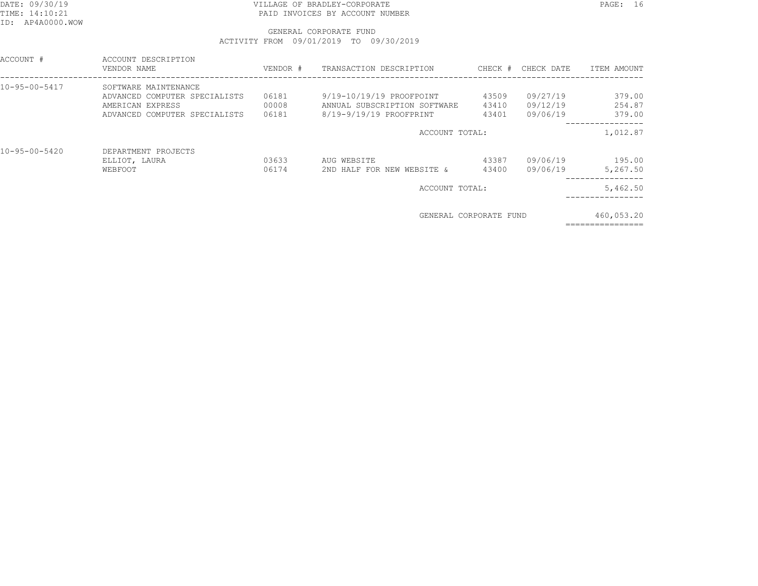VILLAGE OF BRADLEY-CORPORATE
PAID INVOICES BY ACCOUNT NUMBER

GENERAL CORPORATE FUND
ACTIVITY FROM 09/01/2019 TO 09/30/2019

| ACCOUNT # | ACCOUNT DESCRIPTION / VENDOR NAME | VENDOR # | TRANSACTION DESCRIPTION | CHECK # | CHECK DATE | ITEM AMOUNT |
|---|---|---|---|---|---|---|
| 10-95-00-5417 | SOFTWARE MAINTENANCE | | | | | |
| | ADVANCED COMPUTER SPECIALISTS | 06181 | 9/19-10/19/19 PROOFPOINT | 43509 | 09/27/19 | 379.00 |
| | AMERICAN EXPRESS | 00008 | ANNUAL SUBSCRIPTION SOFTWARE | 43410 | 09/12/19 | 254.87 |
| | ADVANCED COMPUTER SPECIALISTS | 06181 | 8/19-9/19/19 PROOFPRINT | 43401 | 09/06/19 | 379.00 |
| | | | ACCOUNT TOTAL: | | | 1,012.87 |
| 10-95-00-5420 | DEPARTMENT PROJECTS | | | | | |
| | ELLIOT, LAURA | 03633 | AUG WEBSITE | 43387 | 09/06/19 | 195.00 |
| | WEBFOOT | 06174 | 2ND HALF FOR NEW WEBSITE & | 43400 | 09/06/19 | 5,267.50 |
| | | | ACCOUNT TOTAL: | | | 5,462.50 |
| | | | GENERAL CORPORATE FUND | | | 460,053.20 |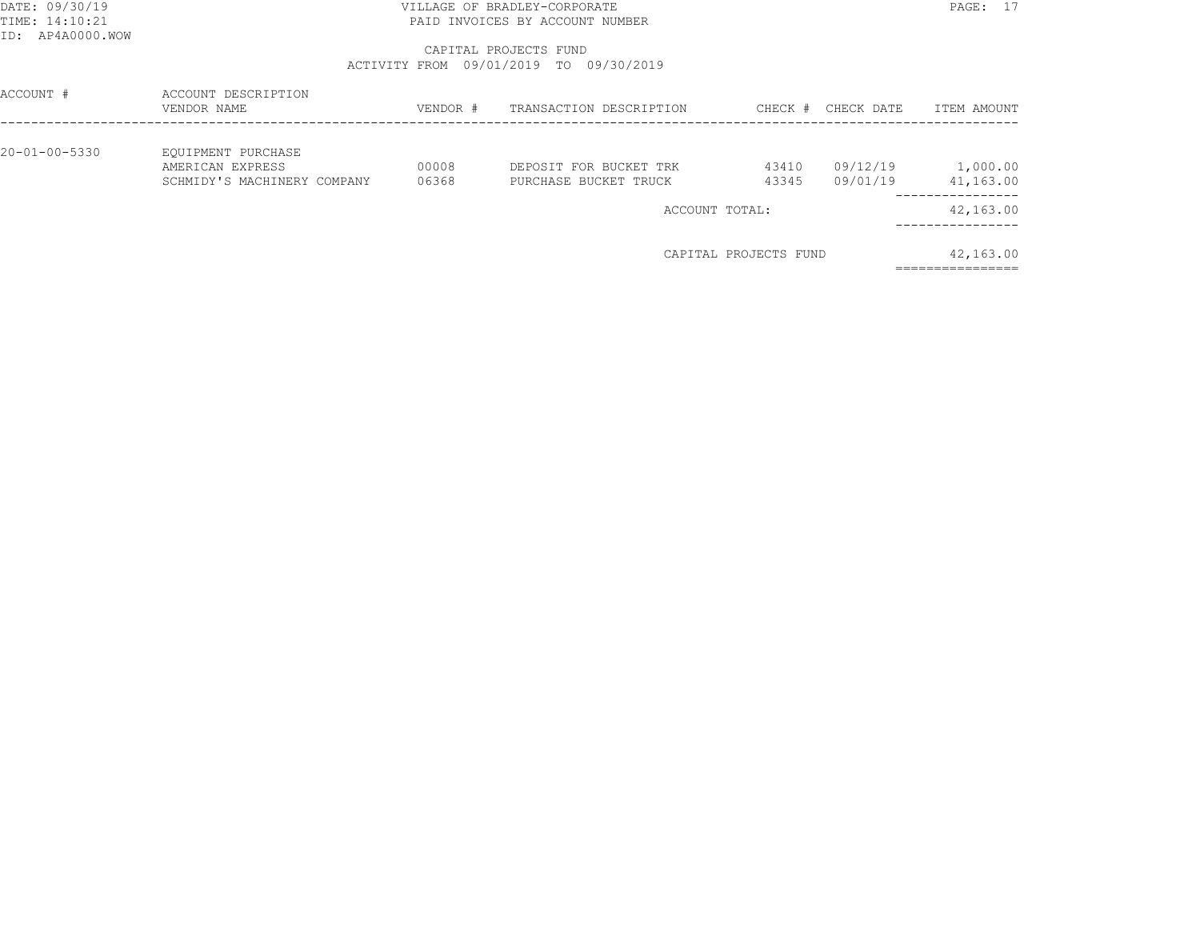VILLAGE OF BRADLEY-CORPORATE
PAID INVOICES BY ACCOUNT NUMBER

CAPITAL PROJECTS FUND
ACTIVITY FROM 09/01/2019 TO 09/30/2019

DATE: 09/30/19
TIME: 14:10:21
ID: AP4A0000.WOW

| ACCOUNT # | ACCOUNT DESCRIPTION / VENDOR NAME | VENDOR # | TRANSACTION DESCRIPTION | CHECK # | CHECK DATE | ITEM AMOUNT |
|---|---|---|---|---|---|---|
| 20-01-00-5330 | EQUIPMENT PURCHASE | | | | | |
| | AMERICAN EXPRESS | 00008 | DEPOSIT FOR BUCKET TRK | 43410 | 09/12/19 | 1,000.00 |
| | SCHMIDY'S MACHINERY COMPANY | 06368 | PURCHASE BUCKET TRUCK | 43345 | 09/01/19 | 41,163.00 |
| | | | ACCOUNT TOTAL: | | | 42,163.00 |
| | | | CAPITAL PROJECTS FUND | | | 42,163.00 |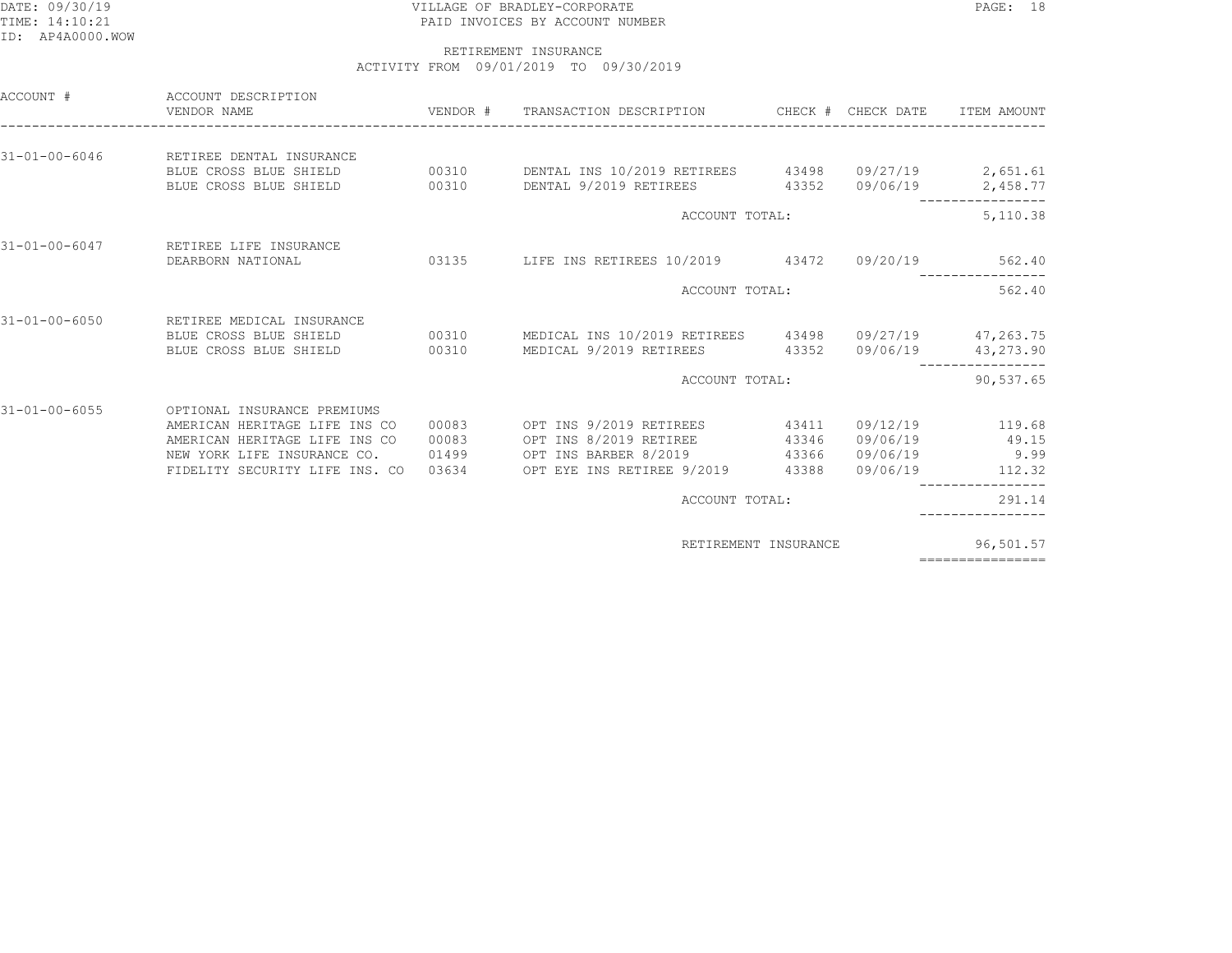VILLAGE OF BRADLEY-CORPORATE

PAID INVOICES BY ACCOUNT NUMBER

RETIREMENT INSURANCE

ACTIVITY FROM 09/01/2019 TO 09/30/2019

| ACCOUNT # | ACCOUNT DESCRIPTION / VENDOR NAME | VENDOR # | TRANSACTION DESCRIPTION | CHECK # | CHECK DATE | ITEM AMOUNT |
|---|---|---|---|---|---|---|
| 31-01-00-6046 | RETIREE DENTAL INSURANCE | | | | | |
| | BLUE CROSS BLUE SHIELD | 00310 | DENTAL INS 10/2019 RETIREES | 43498 | 09/27/19 | 2,651.61 |
| | BLUE CROSS BLUE SHIELD | 00310 | DENTAL 9/2019 RETIREES | 43352 | 09/06/19 | 2,458.77 |
| | | | ACCOUNT TOTAL: | | | 5,110.38 |
| 31-01-00-6047 | RETIREE LIFE INSURANCE | | | | | |
| | DEARBORN NATIONAL | 03135 | LIFE INS RETIREES 10/2019 | 43472 | 09/20/19 | 562.40 |
| | | | ACCOUNT TOTAL: | | | 562.40 |
| 31-01-00-6050 | RETIREE MEDICAL INSURANCE | | | | | |
| | BLUE CROSS BLUE SHIELD | 00310 | MEDICAL INS 10/2019 RETIREES | 43498 | 09/27/19 | 47,263.75 |
| | BLUE CROSS BLUE SHIELD | 00310 | MEDICAL 9/2019 RETIREES | 43352 | 09/06/19 | 43,273.90 |
| | | | ACCOUNT TOTAL: | | | 90,537.65 |
| 31-01-00-6055 | OPTIONAL INSURANCE PREMIUMS | | | | | |
| | AMERICAN HERITAGE LIFE INS CO | 00083 | OPT INS 9/2019 RETIREES | 43411 | 09/12/19 | 119.68 |
| | AMERICAN HERITAGE LIFE INS CO | 00083 | OPT INS 8/2019 RETIREE | 43346 | 09/06/19 | 49.15 |
| | NEW YORK LIFE INSURANCE CO. | 01499 | OPT INS BARBER 8/2019 | 43366 | 09/06/19 | 9.99 |
| | FIDELITY SECURITY LIFE INS. CO | 03634 | OPT EYE INS RETIREE 9/2019 | 43388 | 09/06/19 | 112.32 |
| | | | ACCOUNT TOTAL: | | | 291.14 |
| | | | RETIREMENT INSURANCE | | | 96,501.57 |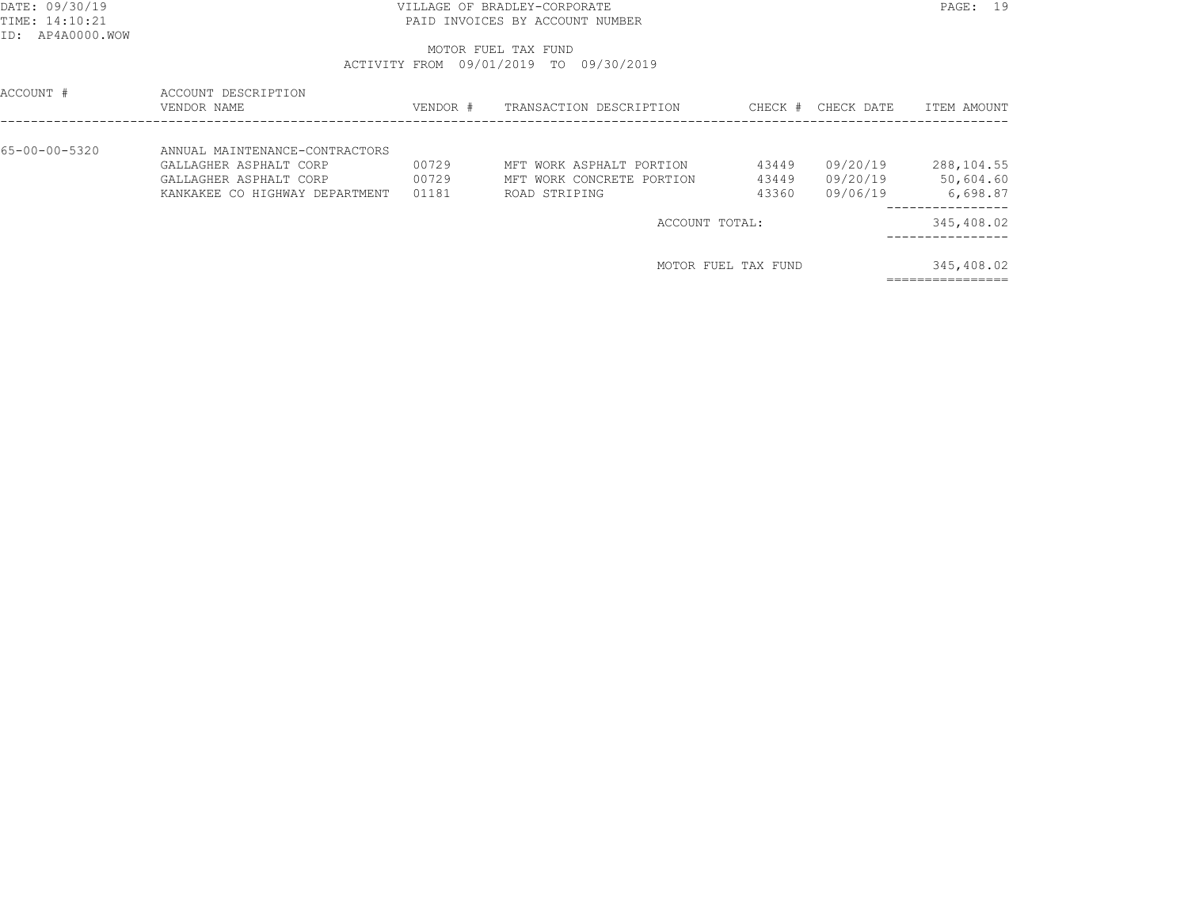DATE: 09/30/19
TIME: 14:10:21
ID: AP4A0000.WOW

VILLAGE OF BRADLEY-CORPORATE
PAID INVOICES BY ACCOUNT NUMBER

MOTOR FUEL TAX FUND
ACTIVITY FROM 09/01/2019 TO 09/30/2019

| ACCOUNT # | ACCOUNT DESCRIPTION / VENDOR NAME | VENDOR # | TRANSACTION DESCRIPTION | CHECK # | CHECK DATE | ITEM AMOUNT |
|---|---|---|---|---|---|---|
| 65-00-00-5320 | ANNUAL MAINTENANCE-CONTRACTORS | | | | | |
| | GALLAGHER ASPHALT CORP | 00729 | MFT WORK ASPHALT PORTION | 43449 | 09/20/19 | 288,104.55 |
| | GALLAGHER ASPHALT CORP | 00729 | MFT WORK CONCRETE PORTION | 43449 | 09/20/19 | 50,604.60 |
| | KANKAKEE CO HIGHWAY DEPARTMENT | 01181 | ROAD STRIPING | 43360 | 09/06/19 | 6,698.87 |
| | | | ACCOUNT TOTAL: | | | 345,408.02 |
| | | | MOTOR FUEL TAX FUND | | | 345,408.02 |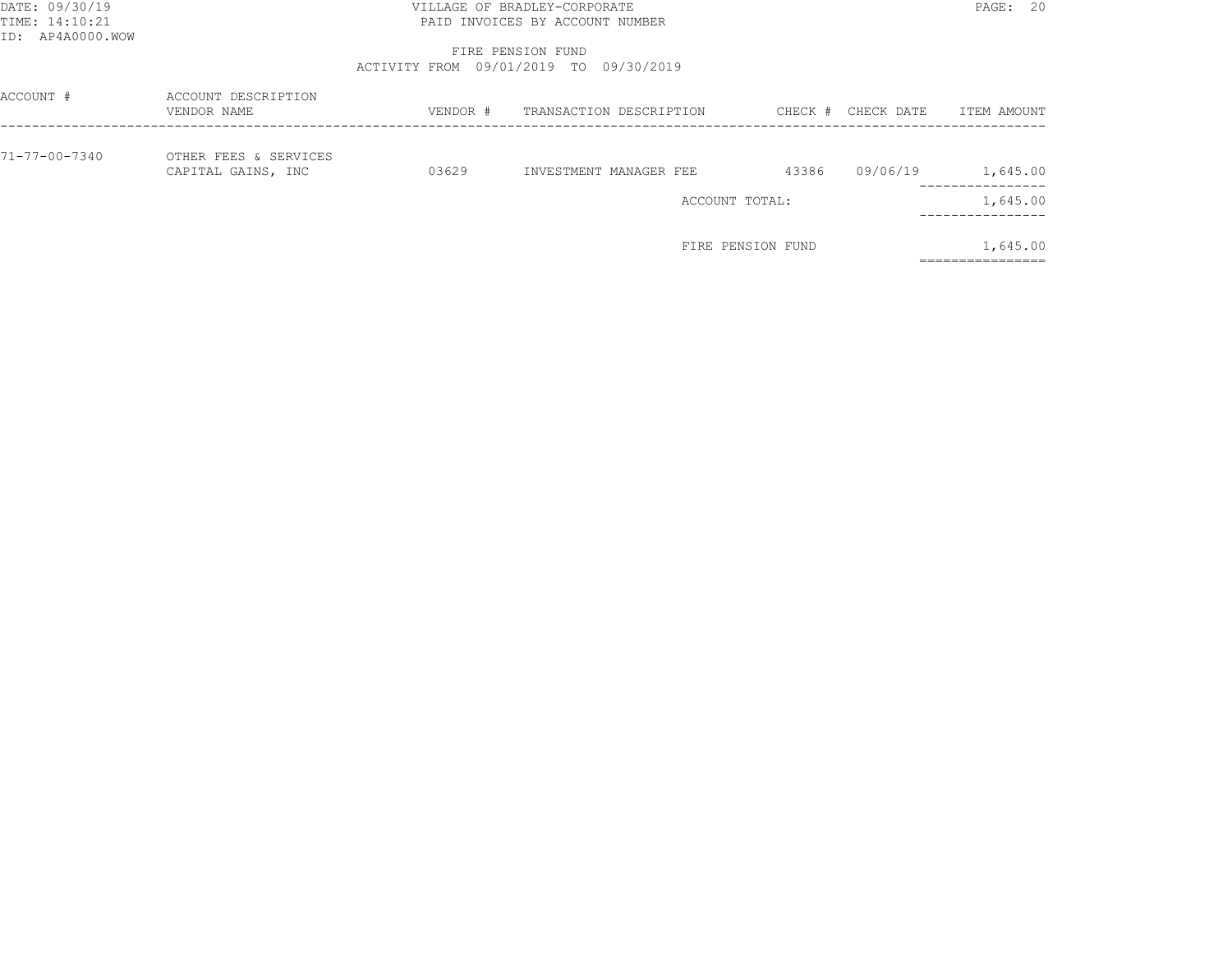DATE: 09/30/19
TIME: 14:10:21
ID: AP4A0000.WOW

VILLAGE OF BRADLEY-CORPORATE
PAID INVOICES BY ACCOUNT NUMBER

FIRE PENSION FUND
ACTIVITY FROM 09/01/2019 TO 09/30/2019

| ACCOUNT # | ACCOUNT DESCRIPTION / VENDOR NAME | VENDOR # | TRANSACTION DESCRIPTION | CHECK # | CHECK DATE | ITEM AMOUNT |
|---|---|---|---|---|---|---|
| 71-77-00-7340 | OTHER FEES & SERVICES | | | | | |
| | CAPITAL GAINS, INC | 03629 | INVESTMENT MANAGER FEE | 43386 | 09/06/19 | 1,645.00 |
| | | | ACCOUNT TOTAL: | | | 1,645.00 |
| | | | FIRE PENSION FUND | | | 1,645.00 |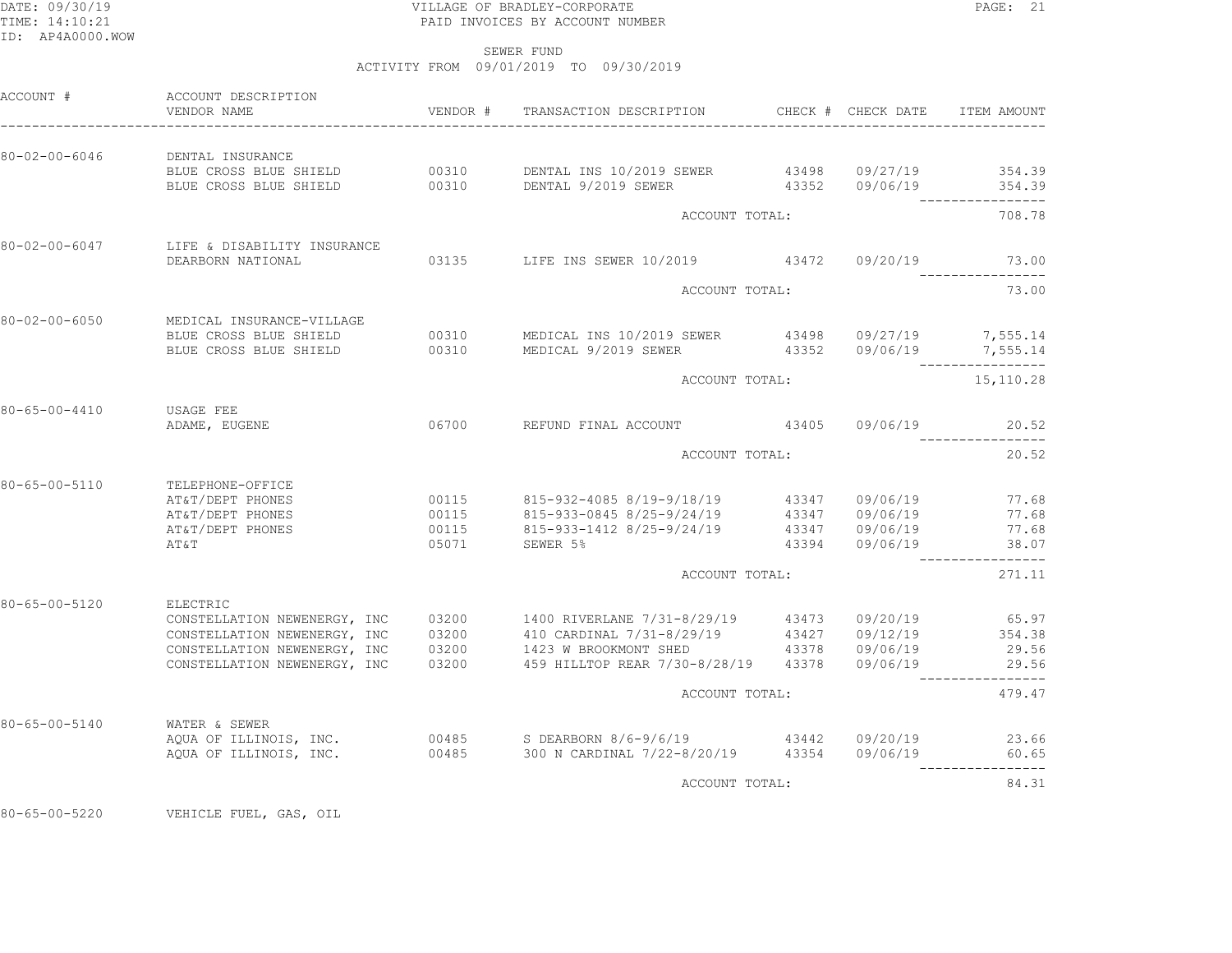VILLAGE OF BRADLEY-CORPORATE
PAID INVOICES BY ACCOUNT NUMBER

SEWER FUND
ACTIVITY FROM 09/01/2019 TO 09/30/2019

| ACCOUNT # | ACCOUNT DESCRIPTION / VENDOR NAME | VENDOR # | TRANSACTION DESCRIPTION | CHECK # | CHECK DATE | ITEM AMOUNT |
|---|---|---|---|---|---|---|
| 80-02-00-6046 | DENTAL INSURANCE | | | | | |
| | BLUE CROSS BLUE SHIELD | 00310 | DENTAL INS 10/2019 SEWER | 43498 | 09/27/19 | 354.39 |
| | BLUE CROSS BLUE SHIELD | 00310 | DENTAL 9/2019 SEWER | 43352 | 09/06/19 | 354.39 |
| | | | ACCOUNT TOTAL: | | | 708.78 |
| 80-02-00-6047 | LIFE & DISABILITY INSURANCE | | | | | |
| | DEARBORN NATIONAL | 03135 | LIFE INS SEWER 10/2019 | 43472 | 09/20/19 | 73.00 |
| | | | ACCOUNT TOTAL: | | | 73.00 |
| 80-02-00-6050 | MEDICAL INSURANCE-VILLAGE | | | | | |
| | BLUE CROSS BLUE SHIELD | 00310 | MEDICAL INS 10/2019 SEWER | 43498 | 09/27/19 | 7,555.14 |
| | BLUE CROSS BLUE SHIELD | 00310 | MEDICAL 9/2019 SEWER | 43352 | 09/06/19 | 7,555.14 |
| | | | ACCOUNT TOTAL: | | | 15,110.28 |
| 80-65-00-4410 | USAGE FEE | | | | | |
| | ADAME, EUGENE | 06700 | REFUND FINAL ACCOUNT | 43405 | 09/06/19 | 20.52 |
| | | | ACCOUNT TOTAL: | | | 20.52 |
| 80-65-00-5110 | TELEPHONE-OFFICE | | | | | |
| | AT&T/DEPT PHONES | 00115 | 815-932-4085 8/19-9/18/19 | 43347 | 09/06/19 | 77.68 |
| | AT&T/DEPT PHONES | 00115 | 815-933-0845 8/25-9/24/19 | 43347 | 09/06/19 | 77.68 |
| | AT&T/DEPT PHONES | 00115 | 815-933-1412 8/25-9/24/19 | 43347 | 09/06/19 | 77.68 |
| | AT&T | 05071 | SEWER 5% | 43394 | 09/06/19 | 38.07 |
| | | | ACCOUNT TOTAL: | | | 271.11 |
| 80-65-00-5120 | ELECTRIC | | | | | |
| | CONSTELLATION NEWENERGY, INC | 03200 | 1400 RIVERLANE 7/31-8/29/19 | 43473 | 09/20/19 | 65.97 |
| | CONSTELLATION NEWENERGY, INC | 03200 | 410 CARDINAL 7/31-8/29/19 | 43427 | 09/12/19 | 354.38 |
| | CONSTELLATION NEWENERGY, INC | 03200 | 1423 W BROOKMONT SHED | 43378 | 09/06/19 | 29.56 |
| | CONSTELLATION NEWENERGY, INC | 03200 | 459 HILLTOP REAR 7/30-8/28/19 | 43378 | 09/06/19 | 29.56 |
| | | | ACCOUNT TOTAL: | | | 479.47 |
| 80-65-00-5140 | WATER & SEWER | | | | | |
| | AQUA OF ILLINOIS, INC. | 00485 | S DEARBORN 8/6-9/6/19 | 43442 | 09/20/19 | 23.66 |
| | AQUA OF ILLINOIS, INC. | 00485 | 300 N CARDINAL 7/22-8/20/19 | 43354 | 09/06/19 | 60.65 |
| | | | ACCOUNT TOTAL: | | | 84.31 |
| 80-65-00-5220 | VEHICLE FUEL, GAS, OIL | | | | | |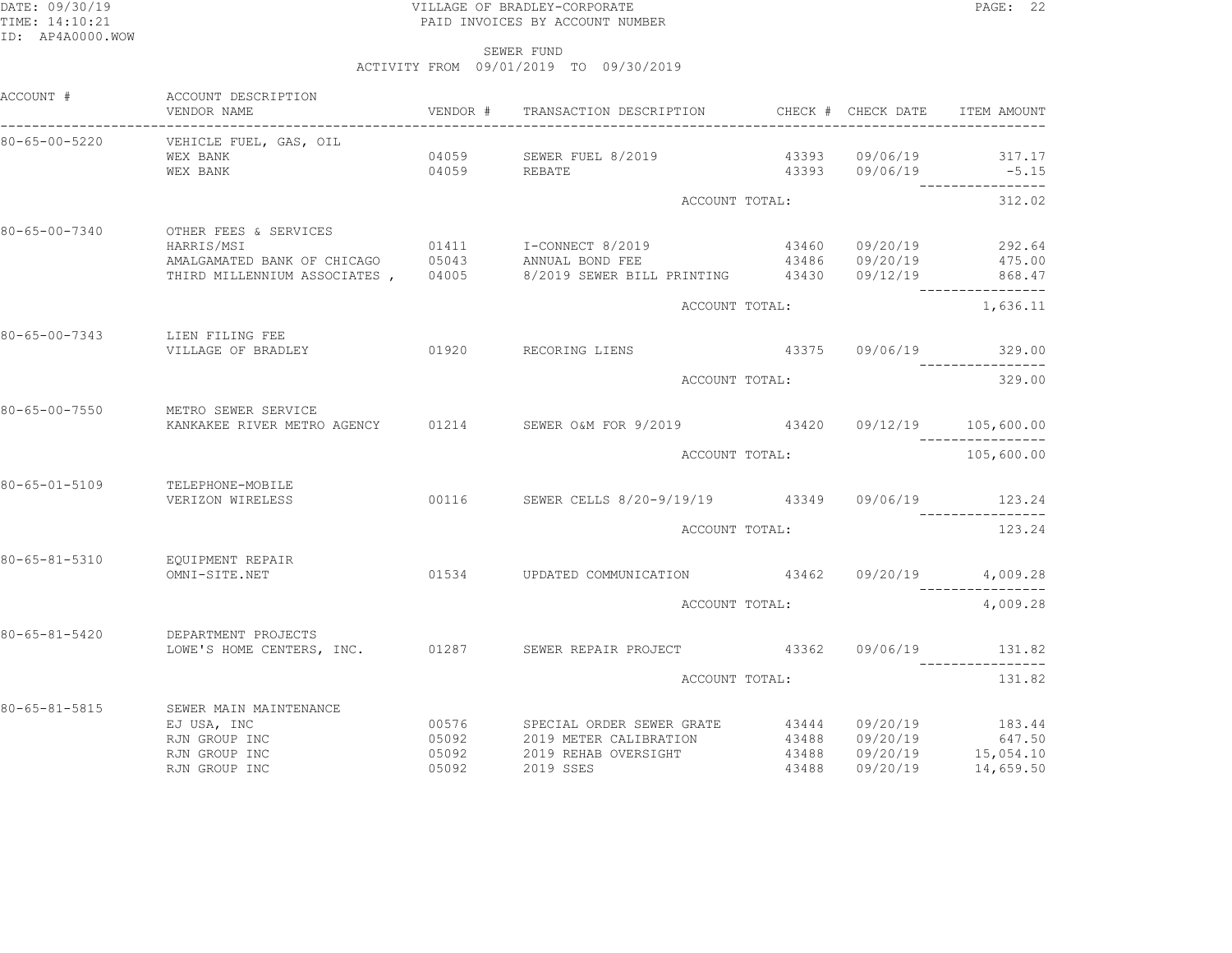VILLAGE OF BRADLEY-CORPORATE
PAID INVOICES BY ACCOUNT NUMBER

SEWER FUND
ACTIVITY FROM 09/01/2019 TO 09/30/2019

| ACCOUNT # | ACCOUNT DESCRIPTION / VENDOR NAME | VENDOR # | TRANSACTION DESCRIPTION | CHECK # | CHECK DATE | ITEM AMOUNT |
|---|---|---|---|---|---|---|
| 80-65-00-5220 | VEHICLE FUEL, GAS, OIL | | | | | |
| | WEX BANK | 04059 | SEWER FUEL 8/2019 | 43393 | 09/06/19 | 317.17 |
| | WEX BANK | 04059 | REBATE | 43393 | 09/06/19 | -5.15 |
| | | | ACCOUNT TOTAL: | | | 312.02 |
| 80-65-00-7340 | OTHER FEES & SERVICES | | | | | |
| | HARRIS/MSI | 01411 | I-CONNECT 8/2019 | 43460 | 09/20/19 | 292.64 |
| | AMALGAMATED BANK OF CHICAGO | 05043 | ANNUAL BOND FEE | 43486 | 09/20/19 | 475.00 |
| | THIRD MILLENNIUM ASSOCIATES , | 04005 | 8/2019 SEWER BILL PRINTING | 43430 | 09/12/19 | 868.47 |
| | | | ACCOUNT TOTAL: | | | 1,636.11 |
| 80-65-00-7343 | LIEN FILING FEE | | | | | |
| | VILLAGE OF BRADLEY | 01920 | RECORING LIENS | 43375 | 09/06/19 | 329.00 |
| | | | ACCOUNT TOTAL: | | | 329.00 |
| 80-65-00-7550 | METRO SEWER SERVICE | | | | | |
| | KANKAKEE RIVER METRO AGENCY | 01214 | SEWER O&M FOR 9/2019 | 43420 | 09/12/19 | 105,600.00 |
| | | | ACCOUNT TOTAL: | | | 105,600.00 |
| 80-65-01-5109 | TELEPHONE-MOBILE | | | | | |
| | VERIZON WIRELESS | 00116 | SEWER CELLS 8/20-9/19/19 | 43349 | 09/06/19 | 123.24 |
| | | | ACCOUNT TOTAL: | | | 123.24 |
| 80-65-81-5310 | EQUIPMENT REPAIR | | | | | |
| | OMNI-SITE.NET | 01534 | UPDATED COMMUNICATION | 43462 | 09/20/19 | 4,009.28 |
| | | | ACCOUNT TOTAL: | | | 4,009.28 |
| 80-65-81-5420 | DEPARTMENT PROJECTS | | | | | |
| | LOWE'S HOME CENTERS, INC. | 01287 | SEWER REPAIR PROJECT | 43362 | 09/06/19 | 131.82 |
| | | | ACCOUNT TOTAL: | | | 131.82 |
| 80-65-81-5815 | SEWER MAIN MAINTENANCE | | | | | |
| | EJ USA, INC | 00576 | SPECIAL ORDER SEWER GRATE | 43444 | 09/20/19 | 183.44 |
| | RJN GROUP INC | 05092 | 2019 METER CALIBRATION | 43488 | 09/20/19 | 647.50 |
| | RJN GROUP INC | 05092 | 2019 REHAB OVERSIGHT | 43488 | 09/20/19 | 15,054.10 |
| | RJN GROUP INC | 05092 | 2019 SSES | 43488 | 09/20/19 | 14,659.50 |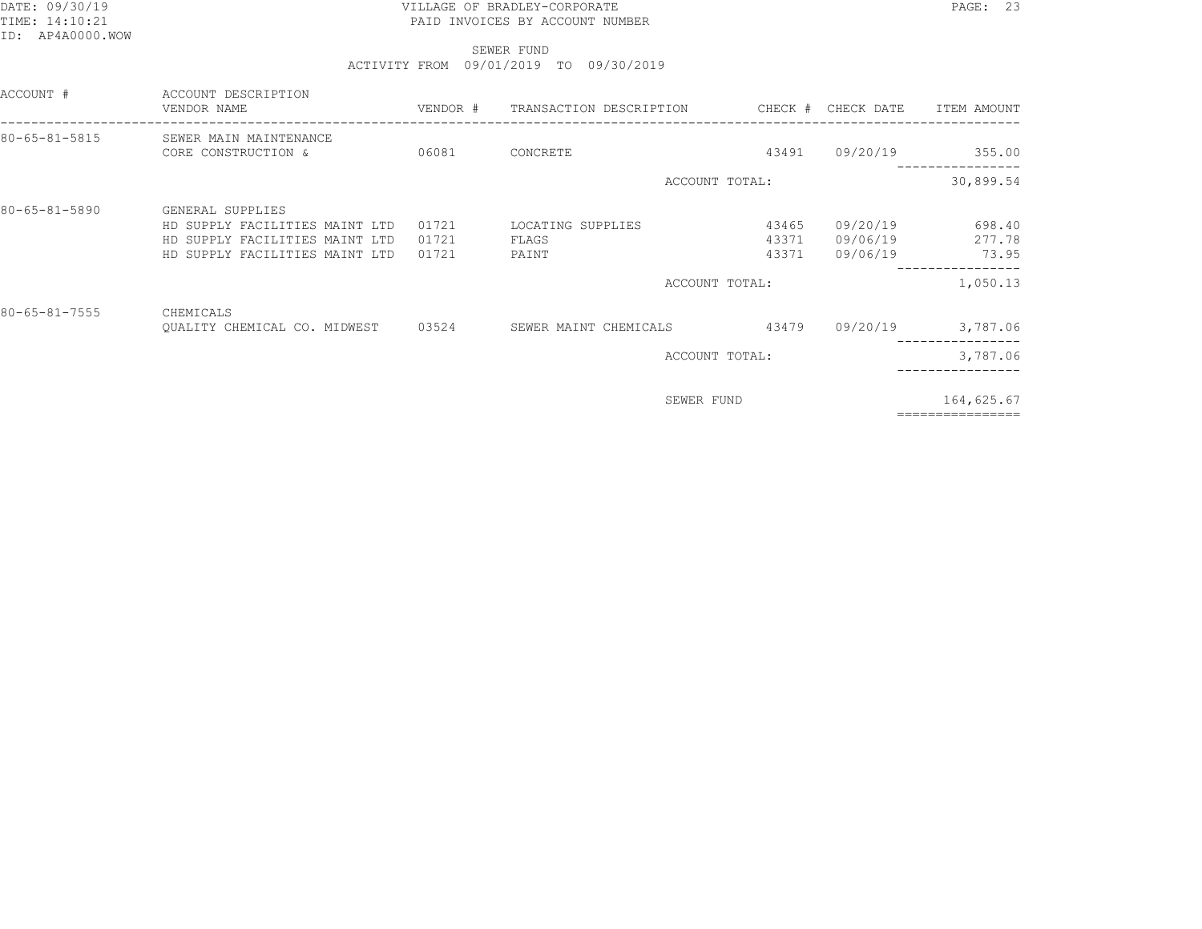VILLAGE OF BRADLEY-CORPORATE
PAID INVOICES BY ACCOUNT NUMBER

SEWER FUND
ACTIVITY FROM 09/01/2019 TO 09/30/2019

| ACCOUNT # | ACCOUNT DESCRIPTION / VENDOR NAME | VENDOR # | TRANSACTION DESCRIPTION | CHECK # | CHECK DATE | ITEM AMOUNT |
|---|---|---|---|---|---|---|
| 80-65-81-5815 | SEWER MAIN MAINTENANCE | | | | | |
| | CORE CONSTRUCTION & | 06081 | CONCRETE | 43491 | 09/20/19 | 355.00 |
| | | | ACCOUNT TOTAL: | | | 30,899.54 |
| 80-65-81-5890 | GENERAL SUPPLIES | | | | | |
| | HD SUPPLY FACILITIES MAINT LTD | 01721 | LOCATING SUPPLIES | 43465 | 09/20/19 | 698.40 |
| | HD SUPPLY FACILITIES MAINT LTD | 01721 | FLAGS | 43371 | 09/06/19 | 277.78 |
| | HD SUPPLY FACILITIES MAINT LTD | 01721 | PAINT | 43371 | 09/06/19 | 73.95 |
| | | | ACCOUNT TOTAL: | | | 1,050.13 |
| 80-65-81-7555 | CHEMICALS | | | | | |
| | QUALITY CHEMICAL CO. MIDWEST | 03524 | SEWER MAINT CHEMICALS | 43479 | 09/20/19 | 3,787.06 |
| | | | ACCOUNT TOTAL: | | | 3,787.06 |
| | | | SEWER FUND | | | 164,625.67 |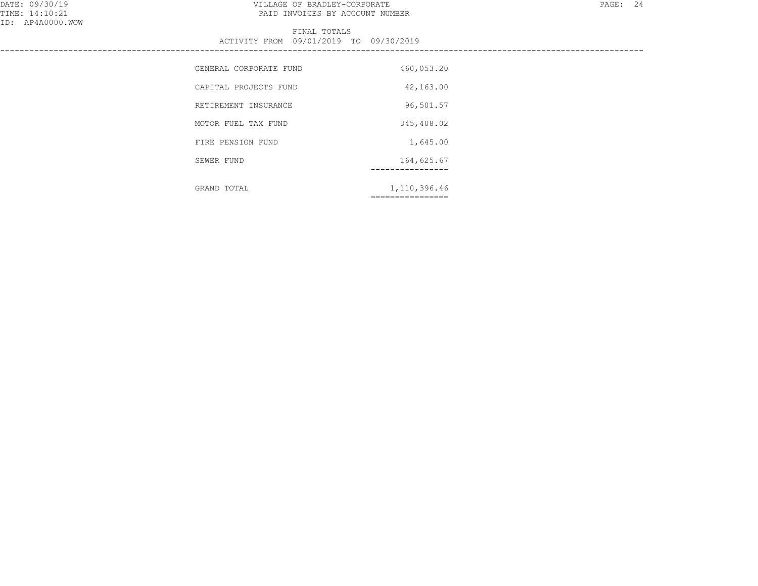VILLAGE OF BRADLEY-CORPORATE

PAID INVOICES BY ACCOUNT NUMBER

DATE: 09/30/19
TIME: 14:10:21
ID: AP4A0000.WOW

FINAL TOTALS

ACTIVITY FROM 09/01/2019 TO 09/30/2019

| | |
|---|---|
| GENERAL CORPORATE FUND | 460,053.20 |
| CAPITAL PROJECTS FUND | 42,163.00 |
| RETIREMENT INSURANCE | 96,501.57 |
| MOTOR FUEL TAX FUND | 345,408.02 |
| FIRE PENSION FUND | 1,645.00 |
| SEWER FUND | 164,625.67 |
| GRAND TOTAL | 1,110,396.46 |